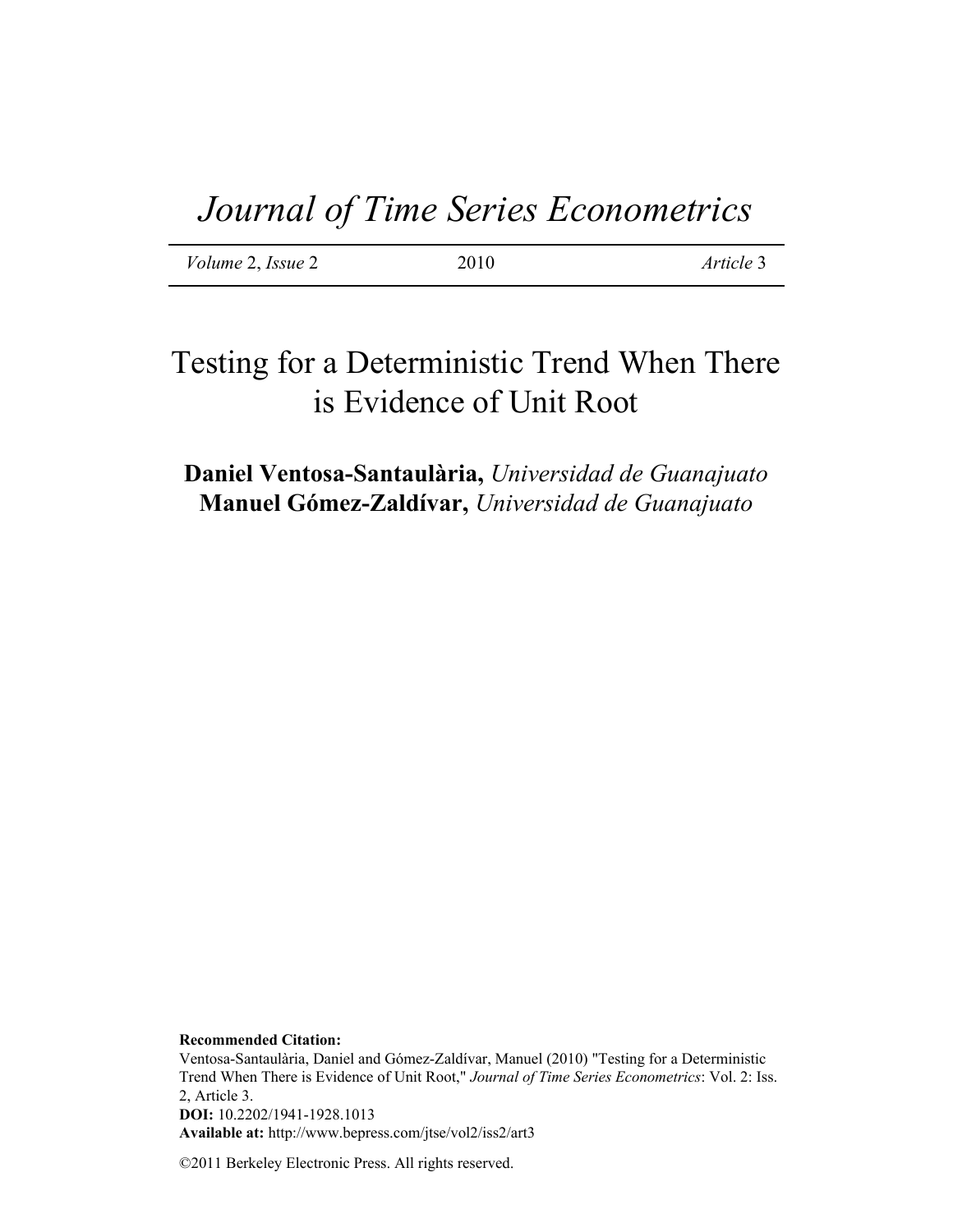# *Journal of Time Series Econometrics*

*Volume* 2, *Issue* 2 2010 *Article* 3

# Testing for a Deterministic Trend When There is Evidence of Unit Root

**Daniel Ventosa-Santaulària,** *Universidad de Guanajuato*
**Manuel Gómez-Zaldívar,** *Universidad de Guanajuato*

**Recommended Citation:**
Ventosa-Santaulària, Daniel and Gómez-Zaldívar, Manuel (2010) "Testing for a Deterministic Trend When There is Evidence of Unit Root," *Journal of Time Series Econometrics*: Vol. 2: Iss. 2, Article 3.
**DOI:** 10.2202/1941-1928.1013
**Available at:** http://www.bepress.com/jtse/vol2/iss2/art3

©2011 Berkeley Electronic Press. All rights reserved.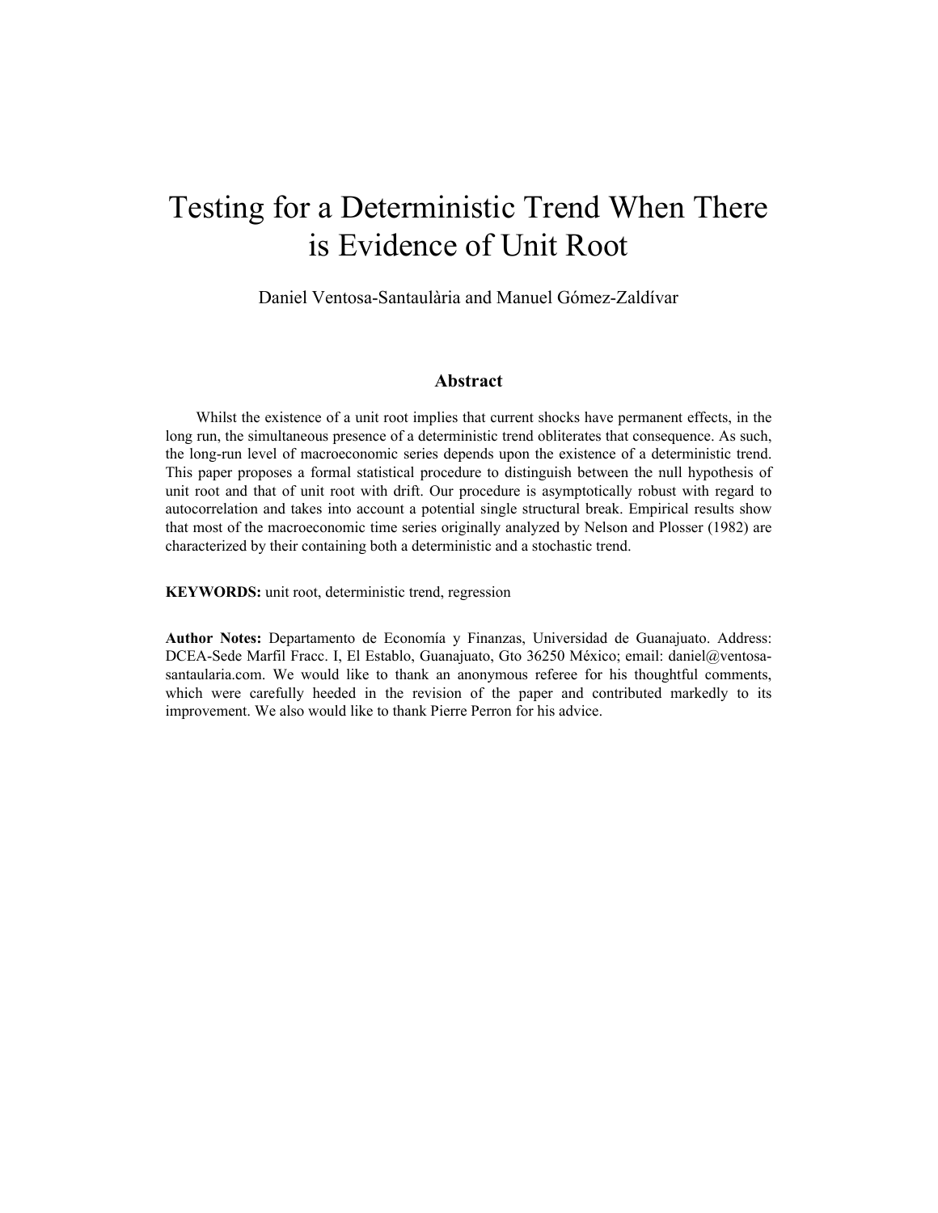# Testing for a Deterministic Trend When There is Evidence of Unit Root

Daniel Ventosa-Santaulària and Manuel Gómez-Zaldívar

### Abstract

Whilst the existence of a unit root implies that current shocks have permanent effects, in the long run, the simultaneous presence of a deterministic trend obliterates that consequence. As such, the long-run level of macroeconomic series depends upon the existence of a deterministic trend. This paper proposes a formal statistical procedure to distinguish between the null hypothesis of unit root and that of unit root with drift. Our procedure is asymptotically robust with regard to autocorrelation and takes into account a potential single structural break. Empirical results show that most of the macroeconomic time series originally analyzed by Nelson and Plosser (1982) are characterized by their containing both a deterministic and a stochastic trend.

**KEYWORDS:** unit root, deterministic trend, regression

**Author Notes:** Departamento de Economía y Finanzas, Universidad de Guanajuato. Address: DCEA-Sede Marfil Fracc. I, El Establo, Guanajuato, Gto 36250 México; email: daniel@ventosa-santaularia.com. We would like to thank an anonymous referee for his thoughtful comments, which were carefully heeded in the revision of the paper and contributed markedly to its improvement. We also would like to thank Pierre Perron for his advice.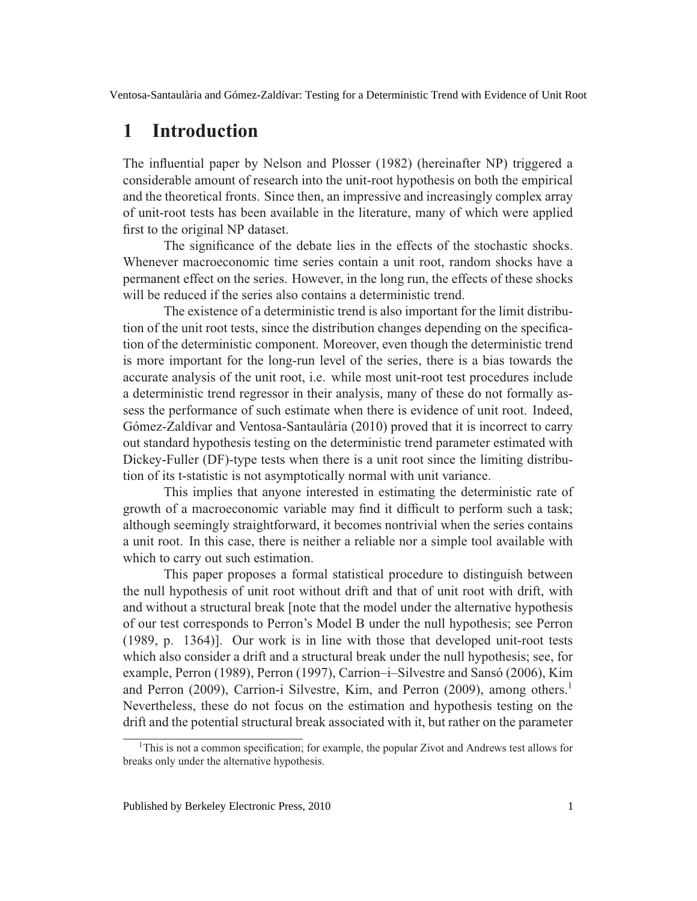# 1 Introduction

The influential paper by Nelson and Plosser (1982) (hereinafter NP) triggered a considerable amount of research into the unit-root hypothesis on both the empirical and the theoretical fronts. Since then, an impressive and increasingly complex array of unit-root tests has been available in the literature, many of which were applied first to the original NP dataset.

The significance of the debate lies in the effects of the stochastic shocks. Whenever macroeconomic time series contain a unit root, random shocks have a permanent effect on the series. However, in the long run, the effects of these shocks will be reduced if the series also contains a deterministic trend.

The existence of a deterministic trend is also important for the limit distribution of the unit root tests, since the distribution changes depending on the specification of the deterministic component. Moreover, even though the deterministic trend is more important for the long-run level of the series, there is a bias towards the accurate analysis of the unit root, i.e. while most unit-root test procedures include a deterministic trend regressor in their analysis, many of these do not formally assess the performance of such estimate when there is evidence of unit root. Indeed, Gómez-Zaldívar and Ventosa-Santaulària (2010) proved that it is incorrect to carry out standard hypothesis testing on the deterministic trend parameter estimated with Dickey-Fuller (DF)-type tests when there is a unit root since the limiting distribution of its t-statistic is not asymptotically normal with unit variance.

This implies that anyone interested in estimating the deterministic rate of growth of a macroeconomic variable may find it difficult to perform such a task; although seemingly straightforward, it becomes nontrivial when the series contains a unit root. In this case, there is neither a reliable nor a simple tool available with which to carry out such estimation.

This paper proposes a formal statistical procedure to distinguish between the null hypothesis of unit root without drift and that of unit root with drift, with and without a structural break [note that the model under the alternative hypothesis of our test corresponds to Perron's Model B under the null hypothesis; see Perron (1989, p. 1364)]. Our work is in line with those that developed unit-root tests which also consider a drift and a structural break under the null hypothesis; see, for example, Perron (1989), Perron (1997), Carrion–i–Silvestre and Sansó (2006), Kim and Perron (2009), Carrion-i Silvestre, Kim, and Perron (2009), among others.[1] Nevertheless, these do not focus on the estimation and hypothesis testing on the drift and the potential structural break associated with it, but rather on the parameter

[1] This is not a common specification; for example, the popular Zivot and Andrews test allows for breaks only under the alternative hypothesis.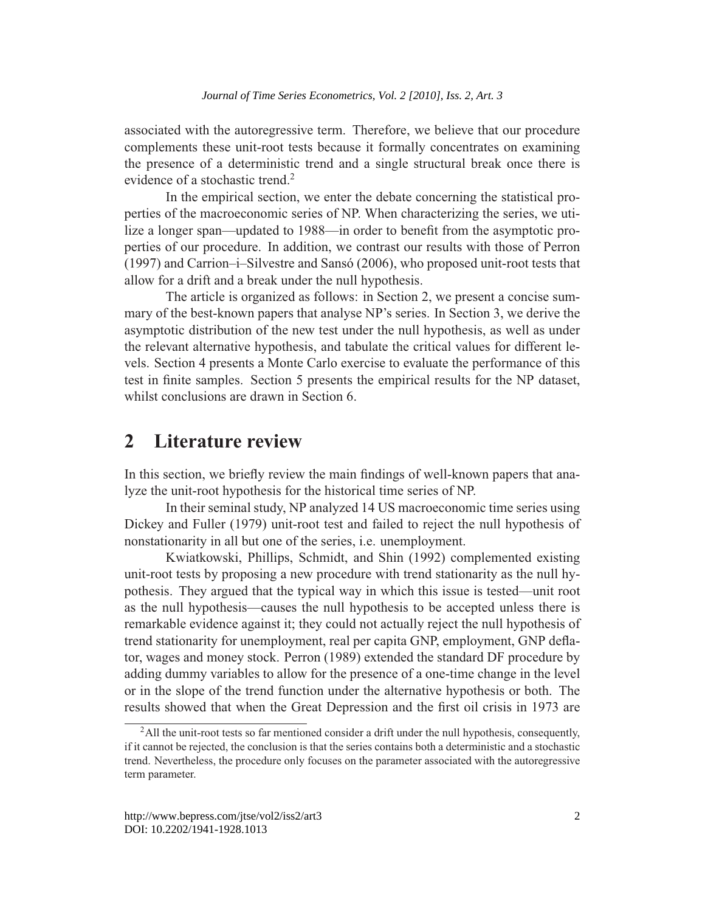associated with the autoregressive term. Therefore, we believe that our procedure complements these unit-root tests because it formally concentrates on examining the presence of a deterministic trend and a single structural break once there is evidence of a stochastic trend.[2]

In the empirical section, we enter the debate concerning the statistical properties of the macroeconomic series of NP. When characterizing the series, we utilize a longer span—updated to 1988—in order to benefit from the asymptotic properties of our procedure. In addition, we contrast our results with those of Perron (1997) and Carrion–i–Silvestre and Sansó (2006), who proposed unit-root tests that allow for a drift and a break under the null hypothesis.

The article is organized as follows: in Section 2, we present a concise summary of the best-known papers that analyse NP's series. In Section 3, we derive the asymptotic distribution of the new test under the null hypothesis, as well as under the relevant alternative hypothesis, and tabulate the critical values for different levels. Section 4 presents a Monte Carlo exercise to evaluate the performance of this test in finite samples. Section 5 presents the empirical results for the NP dataset, whilst conclusions are drawn in Section 6.

## 2 Literature review

In this section, we briefly review the main findings of well-known papers that analyze the unit-root hypothesis for the historical time series of NP.

In their seminal study, NP analyzed 14 US macroeconomic time series using Dickey and Fuller (1979) unit-root test and failed to reject the null hypothesis of nonstationarity in all but one of the series, i.e. unemployment.

Kwiatkowski, Phillips, Schmidt, and Shin (1992) complemented existing unit-root tests by proposing a new procedure with trend stationarity as the null hypothesis. They argued that the typical way in which this issue is tested—unit root as the null hypothesis—causes the null hypothesis to be accepted unless there is remarkable evidence against it; they could not actually reject the null hypothesis of trend stationarity for unemployment, real per capita GNP, employment, GNP deflator, wages and money stock. Perron (1989) extended the standard DF procedure by adding dummy variables to allow for the presence of a one-time change in the level or in the slope of the trend function under the alternative hypothesis or both. The results showed that when the Great Depression and the first oil crisis in 1973 are

[2] All the unit-root tests so far mentioned consider a drift under the null hypothesis, consequently, if it cannot be rejected, the conclusion is that the series contains both a deterministic and a stochastic trend. Nevertheless, the procedure only focuses on the parameter associated with the autoregressive term parameter.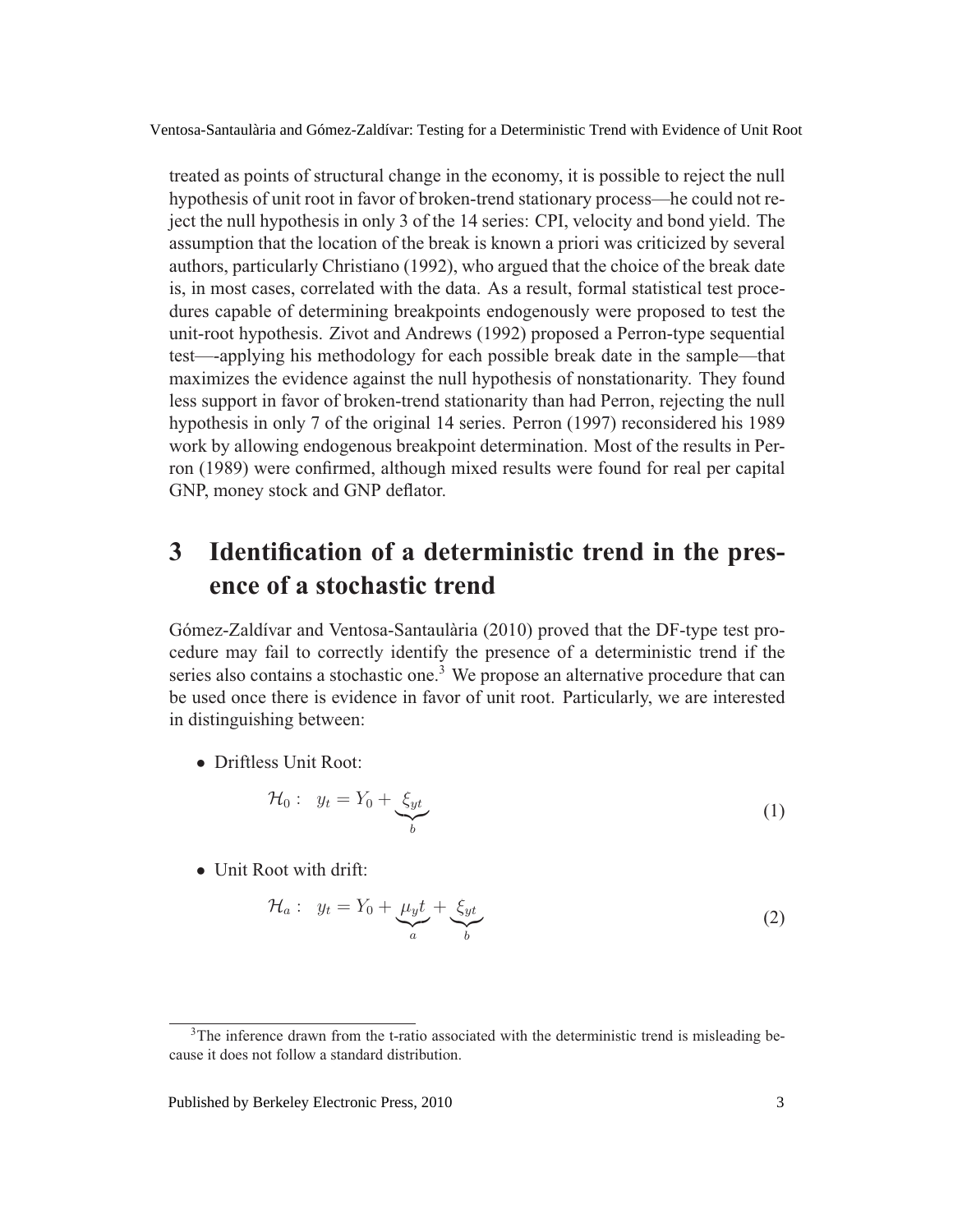treated as points of structural change in the economy, it is possible to reject the null hypothesis of unit root in favor of broken-trend stationary process—he could not reject the null hypothesis in only 3 of the 14 series: CPI, velocity and bond yield. The assumption that the location of the break is known a priori was criticized by several authors, particularly Christiano (1992), who argued that the choice of the break date is, in most cases, correlated with the data. As a result, formal statistical test procedures capable of determining breakpoints endogenously were proposed to test the unit-root hypothesis. Zivot and Andrews (1992) proposed a Perron-type sequential test—-applying his methodology for each possible break date in the sample—that maximizes the evidence against the null hypothesis of nonstationarity. They found less support in favor of broken-trend stationarity than had Perron, rejecting the null hypothesis in only 7 of the original 14 series. Perron (1997) reconsidered his 1989 work by allowing endogenous breakpoint determination. Most of the results in Perron (1989) were confirmed, although mixed results were found for real per capital GNP, money stock and GNP deflator.

# 3 Identification of a deterministic trend in the presence of a stochastic trend

Gómez-Zaldívar and Ventosa-Santaulària (2010) proved that the DF-type test procedure may fail to correctly identify the presence of a deterministic trend if the series also contains a stochastic one.[3] We propose an alternative procedure that can be used once there is evidence in favor of unit root. Particularly, we are interested in distinguishing between:

- Driftless Unit Root:

$$\mathcal{H}_0: \quad y_t = Y_0 + \underbrace{\xi_{yt}}_{b} \tag{1}$$

- Unit Root with drift:

$$\mathcal{H}_a: \quad y_t = Y_0 + \underbrace{\mu_y t}_{a} + \underbrace{\xi_{yt}}_{b} \tag{2}$$

[3] The inference drawn from the t-ratio associated with the deterministic trend is misleading because it does not follow a standard distribution.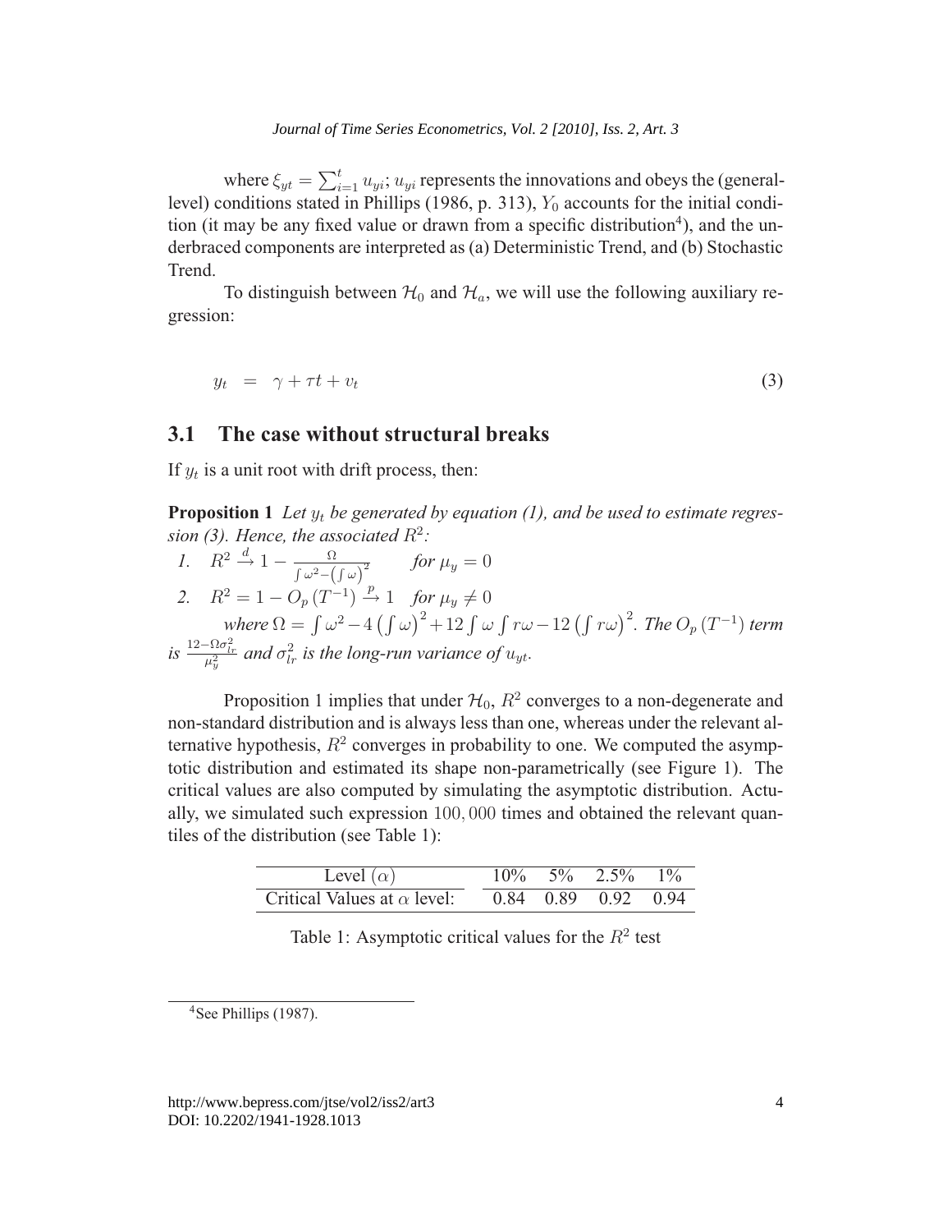where $\xi_{yt} = \sum_{i=1}^{t} u_{yi}$; $u_{yi}$ represents the innovations and obeys the (general-level) conditions stated in Phillips (1986, p. 313), $Y_0$ accounts for the initial condition (it may be any fixed value or drawn from a specific distribution[4]), and the underbraced components are interpreted as (a) Deterministic Trend, and (b) Stochastic Trend.

To distinguish between $\mathcal{H}_0$ and $\mathcal{H}_a$, we will use the following auxiliary regression:

$$y_t \quad = \quad \gamma + \tau t + v_t \tag{3}$$

## 3.1 The case without structural breaks

If $y_t$ is a unit root with drift process, then:

**Proposition 1** *Let $y_t$ be generated by equation (1), and be used to estimate regression (3). Hence, the associated $R^2$:*

1. $R^2 \xrightarrow{d} 1 - \frac{\Omega}{\int \omega^2 - \left(\int \omega\right)^2}$ *for* $\mu_y = 0$
2. $R^2 = 1 - O_p\left(T^{-1}\right) \xrightarrow{p} 1$ *for* $\mu_y \neq 0$

*where* $\Omega = \int \omega^2 - 4\left(\int \omega\right)^2 + 12 \int \omega \int r\omega - 12\left(\int r\omega\right)^2$. *The* $O_p\left(T^{-1}\right)$ *term is* $\frac{12 - \Omega \sigma_{lr}^2}{\mu_y^2}$ *and* $\sigma_{lr}^2$ *is the long-run variance of* $u_{yt}$.

Proposition 1 implies that under $\mathcal{H}_0$, $R^2$ converges to a non-degenerate and non-standard distribution and is always less than one, whereas under the relevant alternative hypothesis, $R^2$ converges in probability to one. We computed the asymptotic distribution and estimated its shape non-parametrically (see Figure 1). The critical values are also computed by simulating the asymptotic distribution. Actually, we simulated such expression $100,000$ times and obtained the relevant quantiles of the distribution (see Table 1):

| Level ($\alpha$) | 10% | 5% | 2.5% | 1% |
|---|---|---|---|---|
| Critical Values at $\alpha$ level: | 0.84 | 0.89 | 0.92 | 0.94 |

Table 1: Asymptotic critical values for the $R^2$ test

[4] See Phillips (1987).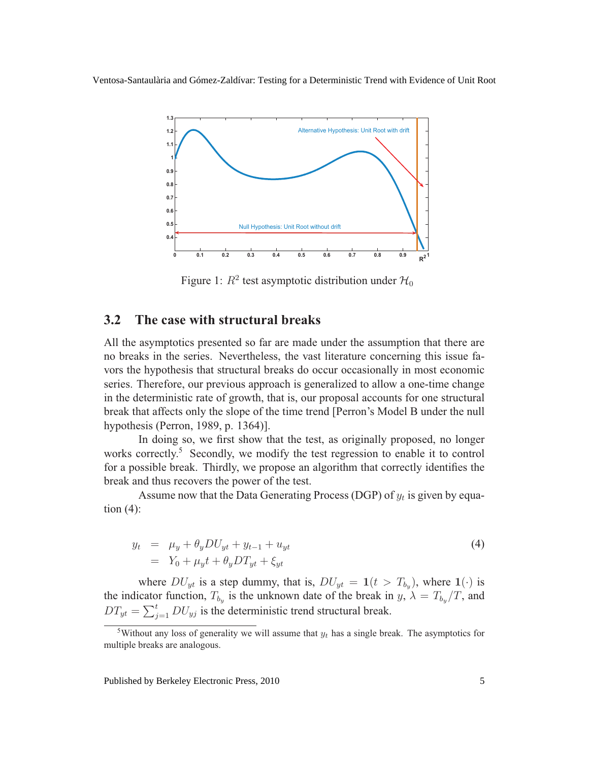Figure 1: $R^2$ test asymptotic distribution under $\mathcal{H}_0$

## 3.2 The case with structural breaks

All the asymptotics presented so far are made under the assumption that there are no breaks in the series. Nevertheless, the vast literature concerning this issue favors the hypothesis that structural breaks do occur occasionally in most economic series. Therefore, our previous approach is generalized to allow a one-time change in the deterministic rate of growth, that is, our proposal accounts for one structural break that affects only the slope of the time trend [Perron's Model B under the null hypothesis (Perron, 1989, p. 1364)].

In doing so, we first show that the test, as originally proposed, no longer works correctly.[5] Secondly, we modify the test regression to enable it to control for a possible break. Thirdly, we propose an algorithm that correctly identifies the break and thus recovers the power of the test.

Assume now that the Data Generating Process (DGP) of $y_t$ is given by equation (4):

$$
\begin{aligned}
y_t &= \mu_y + \theta_y DU_{yt} + y_{t-1} + u_{yt} \\
&= Y_0 + \mu_y t + \theta_y DT_{yt} + \xi_{yt}
\end{aligned}
\tag{4}
$$

where $DU_{yt}$ is a step dummy, that is, $DU_{yt} = \mathbf{1}(t > T_{b_y})$, where $\mathbf{1}(\cdot)$ is the indicator function, $T_{b_y}$ is the unknown date of the break in $y$, $\lambda = T_{b_y}/T$, and $DT_{yt} = \sum_{j=1}^{t} DU_{yj}$ is the deterministic trend structural break.

[5] Without any loss of generality we will assume that $y_t$ has a single break. The asymptotics for multiple breaks are analogous.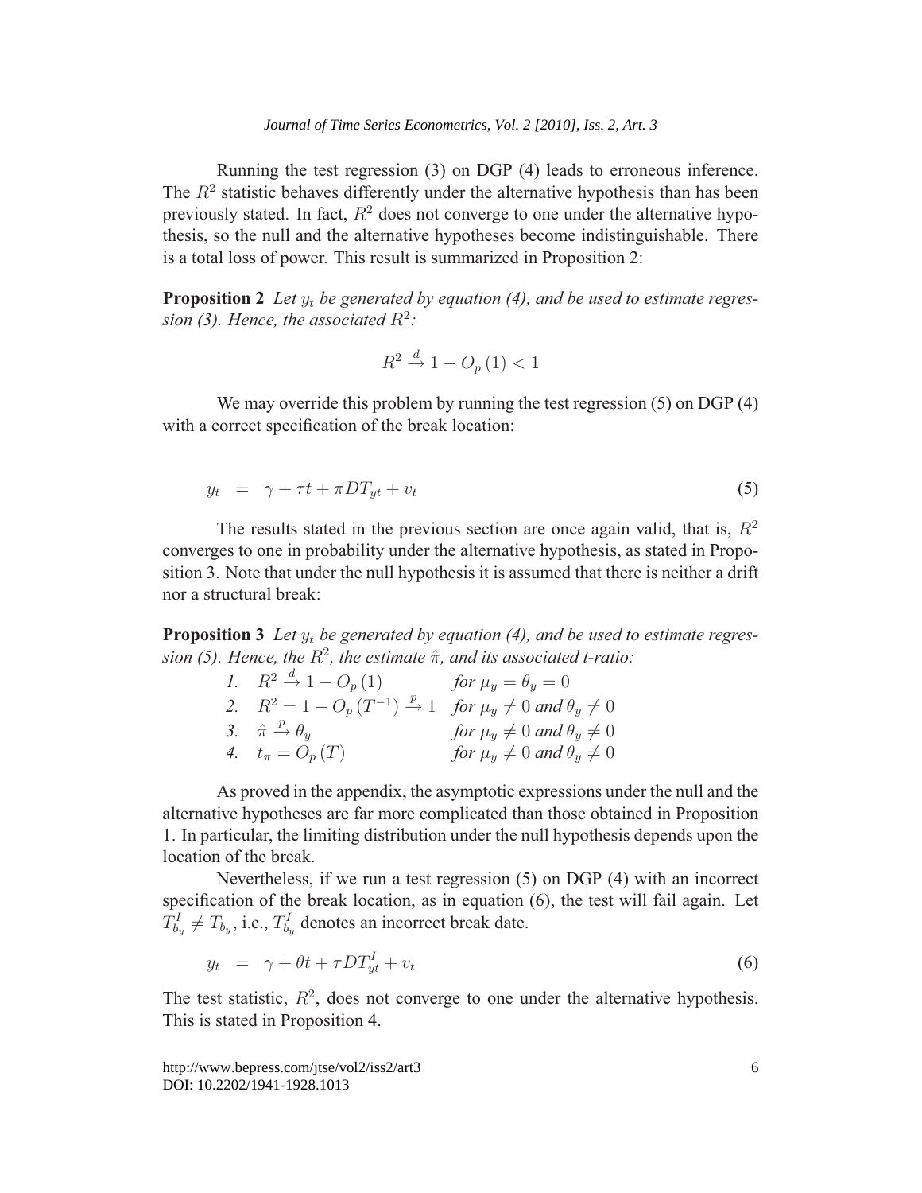Running the test regression (3) on DGP (4) leads to erroneous inference. The $R^2$ statistic behaves differently under the alternative hypothesis than has been previously stated. In fact, $R^2$ does not converge to one under the alternative hypothesis, so the null and the alternative hypotheses become indistinguishable. There is a total loss of power. This result is summarized in Proposition 2:

**Proposition 2** *Let $y_t$ be generated by equation (4), and be used to estimate regression (3). Hence, the associated $R^2$:*

$$R^2 \xrightarrow{d} 1 - O_p(1) < 1$$

We may override this problem by running the test regression (5) on DGP (4) with a correct specification of the break location:

$$y_t = \gamma + \tau t + \pi DT_{yt} + v_t \tag{5}$$

The results stated in the previous section are once again valid, that is, $R^2$ converges to one in probability under the alternative hypothesis, as stated in Proposition 3. Note that under the null hypothesis it is assumed that there is neither a drift nor a structural break:

**Proposition 3** *Let $y_t$ be generated by equation (4), and be used to estimate regression (5). Hence, the $R^2$, the estimate $\hat{\pi}$, and its associated t-ratio:*

1. $R^2 \xrightarrow{d} 1 - O_p(1)$ *for* $\mu_y = \theta_y = 0$
2. $R^2 = 1 - O_p(T^{-1}) \xrightarrow{p} 1$ *for* $\mu_y \neq 0$ *and* $\theta_y \neq 0$
3. $\hat{\pi} \xrightarrow{p} \theta_y$ *for* $\mu_y \neq 0$ *and* $\theta_y \neq 0$
4. $t_\pi = O_p(T)$ *for* $\mu_y \neq 0$ *and* $\theta_y \neq 0$

As proved in the appendix, the asymptotic expressions under the null and the alternative hypotheses are far more complicated than those obtained in Proposition 1. In particular, the limiting distribution under the null hypothesis depends upon the location of the break.

Nevertheless, if we run a test regression (5) on DGP (4) with an incorrect specification of the break location, as in equation (6), the test will fail again. Let $T^I_{b_y} \neq T_{b_y}$, i.e., $T^I_{b_y}$ denotes an incorrect break date.

$$y_t = \gamma + \theta t + \tau DT^I_{yt} + v_t \tag{6}$$

The test statistic, $R^2$, does not converge to one under the alternative hypothesis. This is stated in Proposition 4.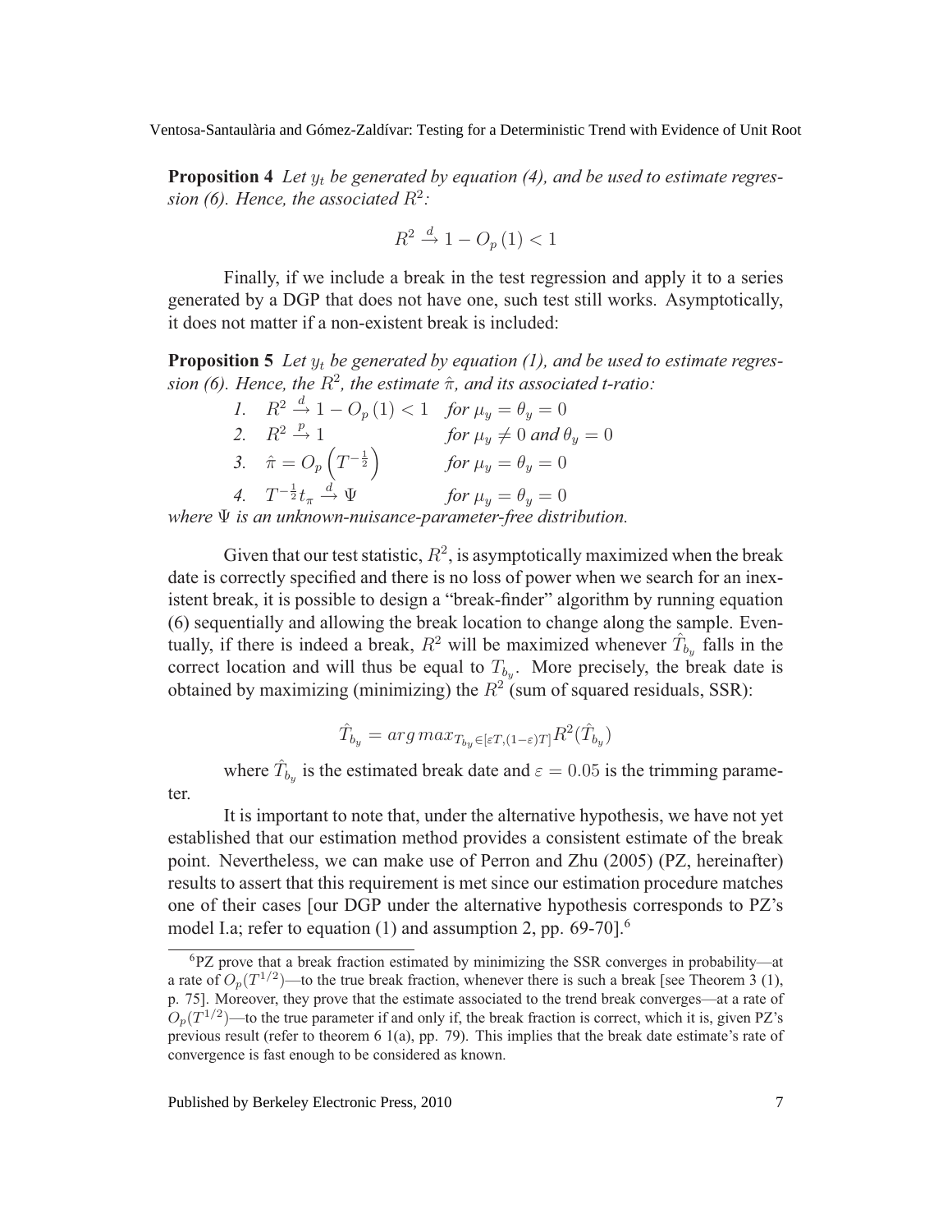**Proposition 4** *Let $y_t$ be generated by equation (4), and be used to estimate regression (6). Hence, the associated $R^2$:*

$$R^2 \xrightarrow{d} 1 - O_p(1) < 1$$

Finally, if we include a break in the test regression and apply it to a series generated by a DGP that does not have one, such test still works. Asymptotically, it does not matter if a non-existent break is included:

**Proposition 5** *Let $y_t$ be generated by equation (1), and be used to estimate regression (6). Hence, the $R^2$, the estimate $\hat{\pi}$, and its associated t-ratio:*

1. $R^2 \xrightarrow{d} 1 - O_p(1) < 1$ *for* $\mu_y = \theta_y = 0$
2. $R^2 \xrightarrow{p} 1$ *for* $\mu_y \neq 0$ *and* $\theta_y = 0$
3. $\hat{\pi} = O_p\left(T^{-\frac{1}{2}}\right)$ *for* $\mu_y = \theta_y = 0$
4. $T^{-\frac{1}{2}} t_{\pi} \xrightarrow{d} \Psi$ *for* $\mu_y = \theta_y = 0$

*where $\Psi$ is an unknown-nuisance-parameter-free distribution.*

Given that our test statistic, $R^2$, is asymptotically maximized when the break date is correctly specified and there is no loss of power when we search for an inexistent break, it is possible to design a "break-finder" algorithm by running equation (6) sequentially and allowing the break location to change along the sample. Eventually, if there is indeed a break, $R^2$ will be maximized whenever $\hat{T}_{b_y}$ falls in the correct location and will thus be equal to $T_{b_y}$. More precisely, the break date is obtained by maximizing (minimizing) the $R^2$ (sum of squared residuals, SSR):

$$\hat{T}_{b_y} = arg\, max_{T_{b_y} \in [\varepsilon T, (1-\varepsilon)T]} R^2(\hat{T}_{b_y})$$

where $\hat{T}_{b_y}$ is the estimated break date and $\varepsilon = 0.05$ is the trimming parameter.

It is important to note that, under the alternative hypothesis, we have not yet established that our estimation method provides a consistent estimate of the break point. Nevertheless, we can make use of Perron and Zhu (2005) (PZ, hereinafter) results to assert that this requirement is met since our estimation procedure matches one of their cases [our DGP under the alternative hypothesis corresponds to PZ's model I.a; refer to equation (1) and assumption 2, pp. 69-70].[6]

[6] PZ prove that a break fraction estimated by minimizing the SSR converges in probability—at a rate of $O_p(T^{1/2})$—to the true break fraction, whenever there is such a break [see Theorem 3 (1), p. 75]. Moreover, they prove that the estimate associated to the trend break converges—at a rate of $O_p(T^{1/2})$—to the true parameter if and only if, the break fraction is correct, which it is, given PZ's previous result (refer to theorem 6 1(a), pp. 79). This implies that the break date estimate's rate of convergence is fast enough to be considered as known.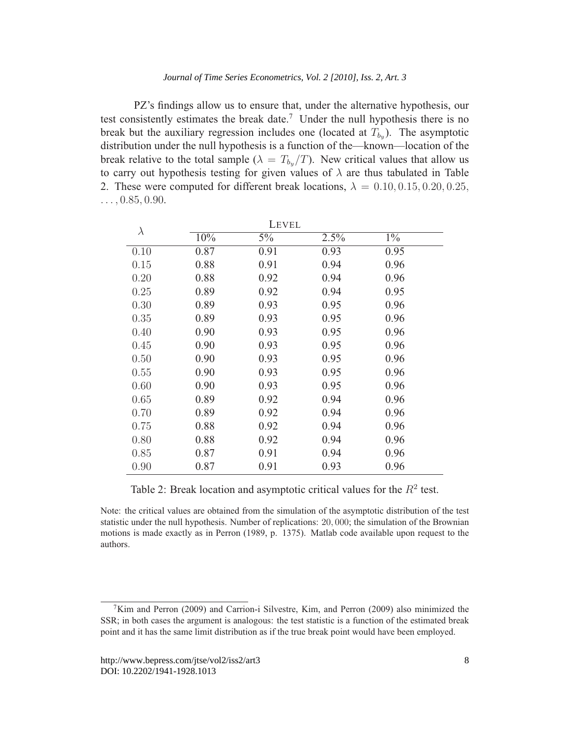PZ's findings allow us to ensure that, under the alternative hypothesis, our test consistently estimates the break date.[7] Under the null hypothesis there is no break but the auxiliary regression includes one (located at $T_{b_y}$). The asymptotic distribution under the null hypothesis is a function of the—known—location of the break relative to the total sample ($\lambda = T_{b_y}/T$). New critical values that allow us to carry out hypothesis testing for given values of $\lambda$ are thus tabulated in Table 2. These were computed for different break locations, $\lambda = 0.10, 0.15, 0.20, 0.25, \ldots, 0.85, 0.90$.

| $\lambda$ | LEVEL | | | |
|---|---|---|---|---|
| | 10% | 5% | 2.5% | 1% |
| 0.10 | 0.87 | 0.91 | 0.93 | 0.95 |
| 0.15 | 0.88 | 0.91 | 0.94 | 0.96 |
| 0.20 | 0.88 | 0.92 | 0.94 | 0.96 |
| 0.25 | 0.89 | 0.92 | 0.94 | 0.95 |
| 0.30 | 0.89 | 0.93 | 0.95 | 0.96 |
| 0.35 | 0.89 | 0.93 | 0.95 | 0.96 |
| 0.40 | 0.90 | 0.93 | 0.95 | 0.96 |
| 0.45 | 0.90 | 0.93 | 0.95 | 0.96 |
| 0.50 | 0.90 | 0.93 | 0.95 | 0.96 |
| 0.55 | 0.90 | 0.93 | 0.95 | 0.96 |
| 0.60 | 0.90 | 0.93 | 0.95 | 0.96 |
| 0.65 | 0.89 | 0.92 | 0.94 | 0.96 |
| 0.70 | 0.89 | 0.92 | 0.94 | 0.96 |
| 0.75 | 0.88 | 0.92 | 0.94 | 0.96 |
| 0.80 | 0.88 | 0.92 | 0.94 | 0.96 |
| 0.85 | 0.87 | 0.91 | 0.94 | 0.96 |
| 0.90 | 0.87 | 0.91 | 0.93 | 0.96 |

Table 2: Break location and asymptotic critical values for the $R^2$ test.

Note: the critical values are obtained from the simulation of the asymptotic distribution of the test statistic under the null hypothesis. Number of replications: $20,000$; the simulation of the Brownian motions is made exactly as in Perron (1989, p. 1375). Matlab code available upon request to the authors.

[7] Kim and Perron (2009) and Carrion-i Silvestre, Kim, and Perron (2009) also minimized the SSR; in both cases the argument is analogous: the test statistic is a function of the estimated break point and it has the same limit distribution as if the true break point would have been employed.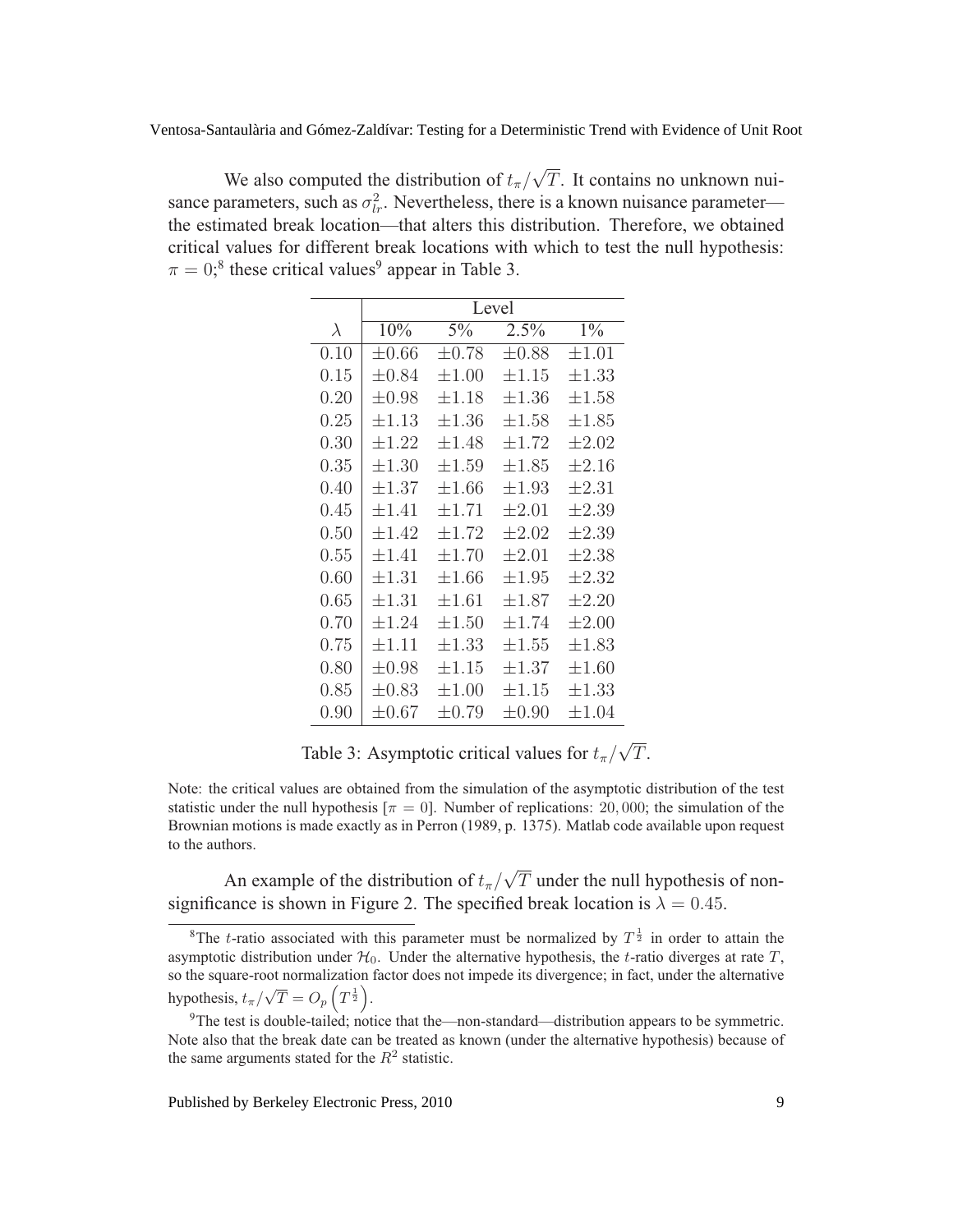We also computed the distribution of $t_\pi/\sqrt{T}$. It contains no unknown nuisance parameters, such as $\sigma^2_{lr}$. Nevertheless, there is a known nuisance parameter—the estimated break location—that alters this distribution. Therefore, we obtained critical values for different break locations with which to test the null hypothesis: $\pi = 0$;[8] these critical values[9] appear in Table 3.

| | Level | | | |
|---|---|---|---|---|
| $\lambda$ | 10% | 5% | 2.5% | 1% |
| 0.10 | $\pm 0.66$ | $\pm 0.78$ | $\pm 0.88$ | $\pm 1.01$ |
| 0.15 | $\pm 0.84$ | $\pm 1.00$ | $\pm 1.15$ | $\pm 1.33$ |
| 0.20 | $\pm 0.98$ | $\pm 1.18$ | $\pm 1.36$ | $\pm 1.58$ |
| 0.25 | $\pm 1.13$ | $\pm 1.36$ | $\pm 1.58$ | $\pm 1.85$ |
| 0.30 | $\pm 1.22$ | $\pm 1.48$ | $\pm 1.72$ | $\pm 2.02$ |
| 0.35 | $\pm 1.30$ | $\pm 1.59$ | $\pm 1.85$ | $\pm 2.16$ |
| 0.40 | $\pm 1.37$ | $\pm 1.66$ | $\pm 1.93$ | $\pm 2.31$ |
| 0.45 | $\pm 1.41$ | $\pm 1.71$ | $\pm 2.01$ | $\pm 2.39$ |
| 0.50 | $\pm 1.42$ | $\pm 1.72$ | $\pm 2.02$ | $\pm 2.39$ |
| 0.55 | $\pm 1.41$ | $\pm 1.70$ | $\pm 2.01$ | $\pm 2.38$ |
| 0.60 | $\pm 1.31$ | $\pm 1.66$ | $\pm 1.95$ | $\pm 2.32$ |
| 0.65 | $\pm 1.31$ | $\pm 1.61$ | $\pm 1.87$ | $\pm 2.20$ |
| 0.70 | $\pm 1.24$ | $\pm 1.50$ | $\pm 1.74$ | $\pm 2.00$ |
| 0.75 | $\pm 1.11$ | $\pm 1.33$ | $\pm 1.55$ | $\pm 1.83$ |
| 0.80 | $\pm 0.98$ | $\pm 1.15$ | $\pm 1.37$ | $\pm 1.60$ |
| 0.85 | $\pm 0.83$ | $\pm 1.00$ | $\pm 1.15$ | $\pm 1.33$ |
| 0.90 | $\pm 0.67$ | $\pm 0.79$ | $\pm 0.90$ | $\pm 1.04$ |

Table 3: Asymptotic critical values for $t_\pi/\sqrt{T}$.

Note: the critical values are obtained from the simulation of the asymptotic distribution of the test statistic under the null hypothesis [$\pi = 0$]. Number of replications: 20,000; the simulation of the Brownian motions is made exactly as in Perron (1989, p. 1375). Matlab code available upon request to the authors.

An example of the distribution of $t_\pi/\sqrt{T}$ under the null hypothesis of non-significance is shown in Figure 2. The specified break location is $\lambda = 0.45$.

[8] The $t$-ratio associated with this parameter must be normalized by $T^{\frac{1}{2}}$ in order to attain the asymptotic distribution under $\mathcal{H}_0$. Under the alternative hypothesis, the $t$-ratio diverges at rate $T$, so the square-root normalization factor does not impede its divergence; in fact, under the alternative hypothesis, $t_\pi/\sqrt{T} = O_p\left(T^{\frac{1}{2}}\right)$.

[9] The test is double-tailed; notice that the—non-standard—distribution appears to be symmetric. Note also that the break date can be treated as known (under the alternative hypothesis) because of the same arguments stated for the $R^2$ statistic.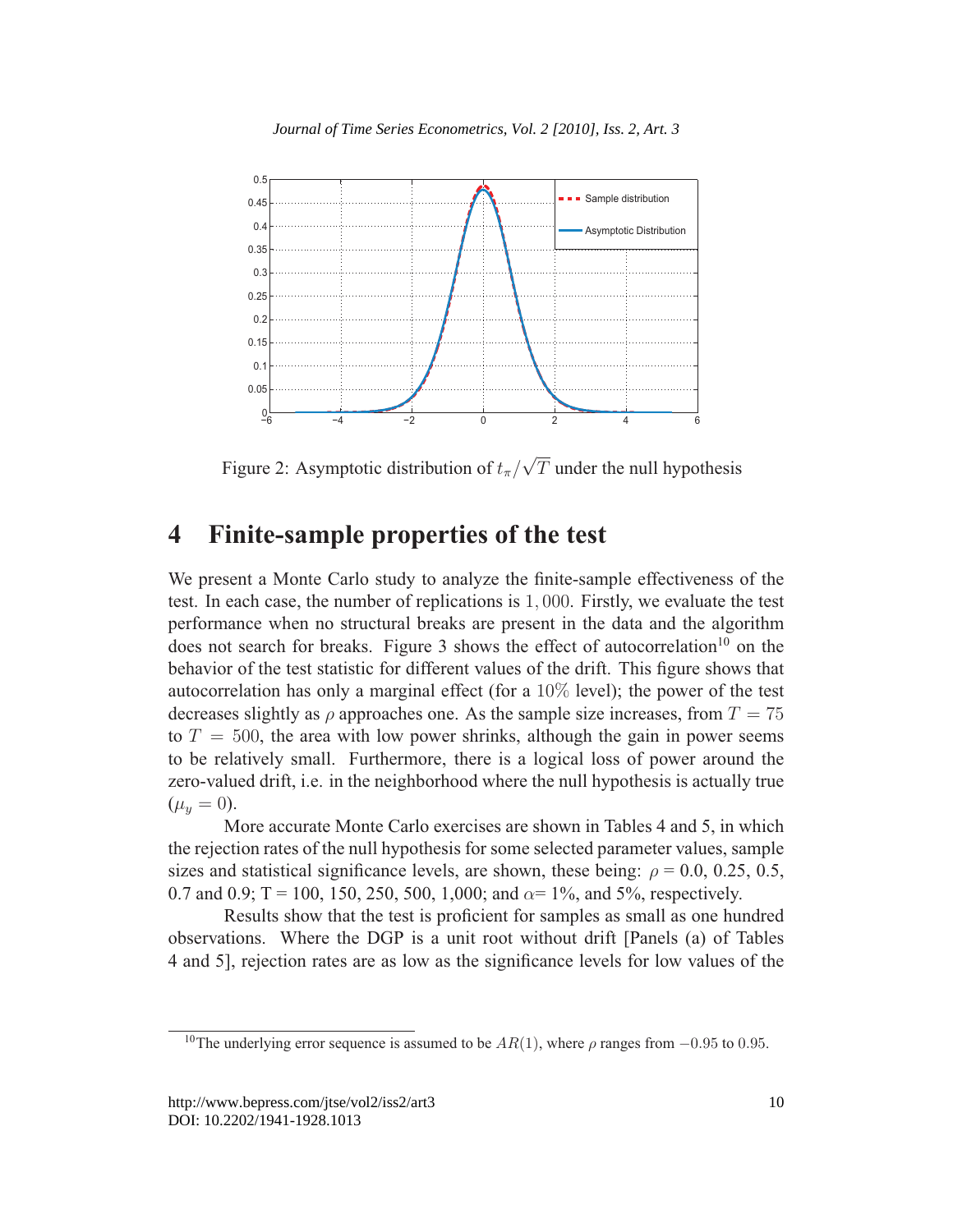Figure 2: Asymptotic distribution of $t_\pi/\sqrt{T}$ under the null hypothesis

# 4 Finite-sample properties of the test

We present a Monte Carlo study to analyze the finite-sample effectiveness of the test. In each case, the number of replications is $1,000$. Firstly, we evaluate the test performance when no structural breaks are present in the data and the algorithm does not search for breaks. Figure 3 shows the effect of autocorrelation[10] on the behavior of the test statistic for different values of the drift. This figure shows that autocorrelation has only a marginal effect (for a $10\%$ level); the power of the test decreases slightly as $\rho$ approaches one. As the sample size increases, from $T = 75$ to $T = 500$, the area with low power shrinks, although the gain in power seems to be relatively small. Furthermore, there is a logical loss of power around the zero-valued drift, i.e. in the neighborhood where the null hypothesis is actually true ($\mu_y = 0$).

More accurate Monte Carlo exercises are shown in Tables 4 and 5, in which the rejection rates of the null hypothesis for some selected parameter values, sample sizes and statistical significance levels, are shown, these being: $\rho$ = 0.0, 0.25, 0.5, 0.7 and 0.9; T = 100, 150, 250, 500, 1,000; and $\alpha$= 1%, and 5%, respectively.

Results show that the test is proficient for samples as small as one hundred observations. Where the DGP is a unit root without drift [Panels (a) of Tables 4 and 5], rejection rates are as low as the significance levels for low values of the

[10] The underlying error sequence is assumed to be $AR(1)$, where $\rho$ ranges from $-0.95$ to $0.95$.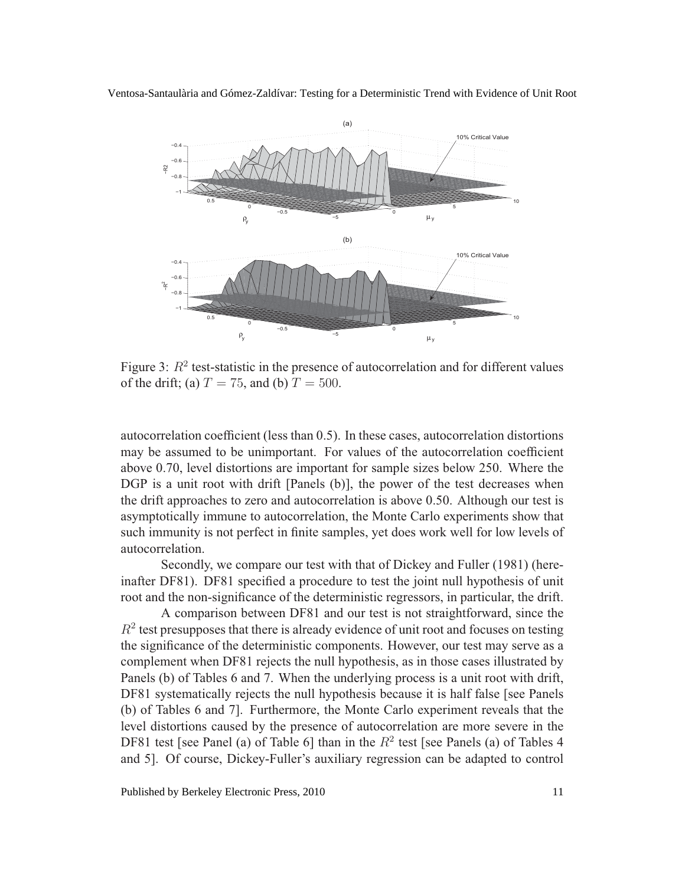Figure 3: $R^2$ test-statistic in the presence of autocorrelation and for different values of the drift; (a) $T = 75$, and (b) $T = 500$.

autocorrelation coefficient (less than 0.5). In these cases, autocorrelation distortions may be assumed to be unimportant. For values of the autocorrelation coefficient above 0.70, level distortions are important for sample sizes below 250. Where the DGP is a unit root with drift [Panels (b)], the power of the test decreases when the drift approaches to zero and autocorrelation is above 0.50. Although our test is asymptotically immune to autocorrelation, the Monte Carlo experiments show that such immunity is not perfect in finite samples, yet does work well for low levels of autocorrelation.

Secondly, we compare our test with that of Dickey and Fuller (1981) (hereinafter DF81). DF81 specified a procedure to test the joint null hypothesis of unit root and the non-significance of the deterministic regressors, in particular, the drift.

A comparison between DF81 and our test is not straightforward, since the $R^2$ test presupposes that there is already evidence of unit root and focuses on testing the significance of the deterministic components. However, our test may serve as a complement when DF81 rejects the null hypothesis, as in those cases illustrated by Panels (b) of Tables 6 and 7. When the underlying process is a unit root with drift, DF81 systematically rejects the null hypothesis because it is half false [see Panels (b) of Tables 6 and 7]. Furthermore, the Monte Carlo experiment reveals that the level distortions caused by the presence of autocorrelation are more severe in the DF81 test [see Panel (a) of Table 6] than in the $R^2$ test [see Panels (a) of Tables 4 and 5]. Of course, Dickey-Fuller's auxiliary regression can be adapted to control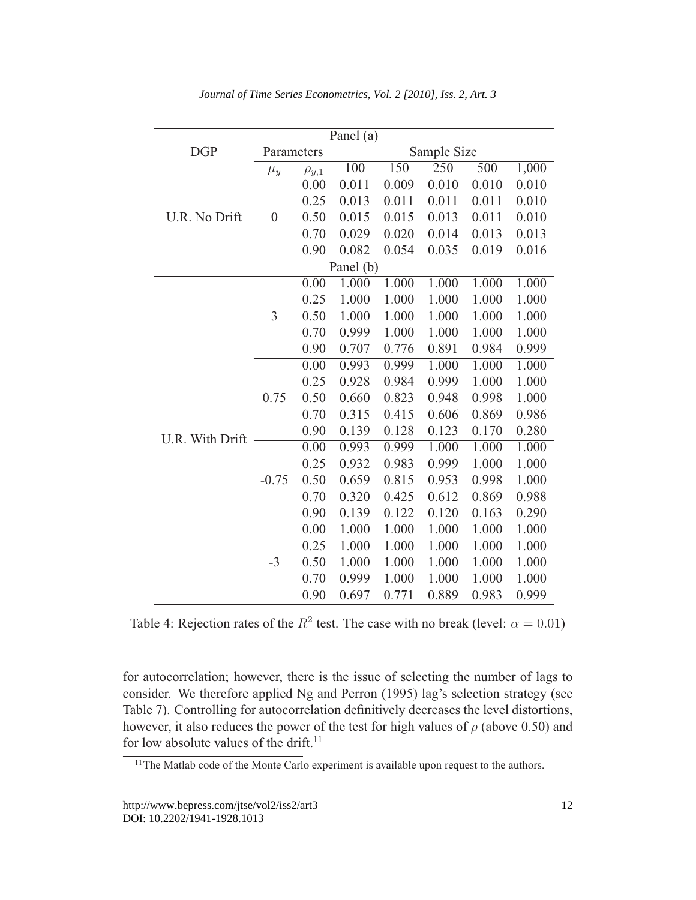| Panel (a) | | | | | | | |
|---|---|---|---|---|---|---|---|
| DGP | Parameters | | Sample Size | | | | |
| | $\mu_y$ | $\rho_{y,1}$ | 100 | 150 | 250 | 500 | 1,000 |
| U.R. No Drift | 0 | 0.00 | 0.011 | 0.009 | 0.010 | 0.010 | 0.010 |
| | | 0.25 | 0.013 | 0.011 | 0.011 | 0.011 | 0.010 |
| | | 0.50 | 0.015 | 0.015 | 0.013 | 0.011 | 0.010 |
| | | 0.70 | 0.029 | 0.020 | 0.014 | 0.013 | 0.013 |
| | | 0.90 | 0.082 | 0.054 | 0.035 | 0.019 | 0.016 |
| **Panel (b)** | | | | | | | |
| U.R. With Drift | 3 | 0.00 | 1.000 | 1.000 | 1.000 | 1.000 | 1.000 |
| | | 0.25 | 1.000 | 1.000 | 1.000 | 1.000 | 1.000 |
| | | 0.50 | 1.000 | 1.000 | 1.000 | 1.000 | 1.000 |
| | | 0.70 | 0.999 | 1.000 | 1.000 | 1.000 | 1.000 |
| | | 0.90 | 0.707 | 0.776 | 0.891 | 0.984 | 0.999 |
| | 0.75 | 0.00 | 0.993 | 0.999 | 1.000 | 1.000 | 1.000 |
| | | 0.25 | 0.928 | 0.984 | 0.999 | 1.000 | 1.000 |
| | | 0.50 | 0.660 | 0.823 | 0.948 | 0.998 | 1.000 |
| | | 0.70 | 0.315 | 0.415 | 0.606 | 0.869 | 0.986 |
| | | 0.90 | 0.139 | 0.128 | 0.123 | 0.170 | 0.280 |
| | -0.75 | 0.00 | 0.993 | 0.999 | 1.000 | 1.000 | 1.000 |
| | | 0.25 | 0.932 | 0.983 | 0.999 | 1.000 | 1.000 |
| | | 0.50 | 0.659 | 0.815 | 0.953 | 0.998 | 1.000 |
| | | 0.70 | 0.320 | 0.425 | 0.612 | 0.869 | 0.988 |
| | | 0.90 | 0.139 | 0.122 | 0.120 | 0.163 | 0.290 |
| | -3 | 0.00 | 1.000 | 1.000 | 1.000 | 1.000 | 1.000 |
| | | 0.25 | 1.000 | 1.000 | 1.000 | 1.000 | 1.000 |
| | | 0.50 | 1.000 | 1.000 | 1.000 | 1.000 | 1.000 |
| | | 0.70 | 0.999 | 1.000 | 1.000 | 1.000 | 1.000 |
| | | 0.90 | 0.697 | 0.771 | 0.889 | 0.983 | 0.999 |

Table 4: Rejection rates of the $R^2$ test. The case with no break (level: $\alpha = 0.01$)

for autocorrelation; however, there is the issue of selecting the number of lags to consider. We therefore applied Ng and Perron (1995) lag's selection strategy (see Table 7). Controlling for autocorrelation definitively decreases the level distortions, however, it also reduces the power of the test for high values of $\rho$ (above 0.50) and for low absolute values of the drift.[11]

[11] The Matlab code of the Monte Carlo experiment is available upon request to the authors.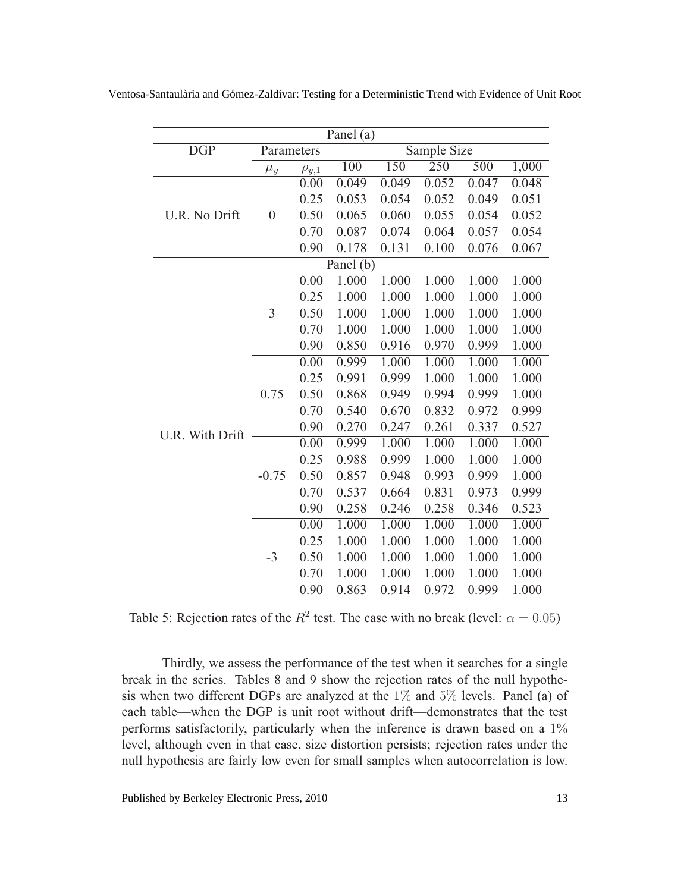| Panel (a) | | | | | | | |
|---|---|---|---|---|---|---|---|
| DGP | Parameters | | Sample Size | | | | |
| | $\mu_y$ | $\rho_{y,1}$ | 100 | 150 | 250 | 500 | 1,000 |
| U.R. No Drift | 0 | 0.00 | 0.049 | 0.049 | 0.052 | 0.047 | 0.048 |
| | | 0.25 | 0.053 | 0.054 | 0.052 | 0.049 | 0.051 |
| | | 0.50 | 0.065 | 0.060 | 0.055 | 0.054 | 0.052 |
| | | 0.70 | 0.087 | 0.074 | 0.064 | 0.057 | 0.054 |
| | | 0.90 | 0.178 | 0.131 | 0.100 | 0.076 | 0.067 |
| Panel (b) | | | | | | | |
| U.R. With Drift | 3 | 0.00 | 1.000 | 1.000 | 1.000 | 1.000 | 1.000 |
| | | 0.25 | 1.000 | 1.000 | 1.000 | 1.000 | 1.000 |
| | | 0.50 | 1.000 | 1.000 | 1.000 | 1.000 | 1.000 |
| | | 0.70 | 1.000 | 1.000 | 1.000 | 1.000 | 1.000 |
| | | 0.90 | 0.850 | 0.916 | 0.970 | 0.999 | 1.000 |
| | 0.75 | 0.00 | 0.999 | 1.000 | 1.000 | 1.000 | 1.000 |
| | | 0.25 | 0.991 | 0.999 | 1.000 | 1.000 | 1.000 |
| | | 0.50 | 0.868 | 0.949 | 0.994 | 0.999 | 1.000 |
| | | 0.70 | 0.540 | 0.670 | 0.832 | 0.972 | 0.999 |
| | | 0.90 | 0.270 | 0.247 | 0.261 | 0.337 | 0.527 |
| | -0.75 | 0.00 | 0.999 | 1.000 | 1.000 | 1.000 | 1.000 |
| | | 0.25 | 0.988 | 0.999 | 1.000 | 1.000 | 1.000 |
| | | 0.50 | 0.857 | 0.948 | 0.993 | 0.999 | 1.000 |
| | | 0.70 | 0.537 | 0.664 | 0.831 | 0.973 | 0.999 |
| | | 0.90 | 0.258 | 0.246 | 0.258 | 0.346 | 0.523 |
| | -3 | 0.00 | 1.000 | 1.000 | 1.000 | 1.000 | 1.000 |
| | | 0.25 | 1.000 | 1.000 | 1.000 | 1.000 | 1.000 |
| | | 0.50 | 1.000 | 1.000 | 1.000 | 1.000 | 1.000 |
| | | 0.70 | 1.000 | 1.000 | 1.000 | 1.000 | 1.000 |
| | | 0.90 | 0.863 | 0.914 | 0.972 | 0.999 | 1.000 |

Table 5: Rejection rates of the $R^2$ test. The case with no break (level: $\alpha = 0.05$)

Thirdly, we assess the performance of the test when it searches for a single break in the series. Tables 8 and 9 show the rejection rates of the null hypothesis when two different DGPs are analyzed at the $1\%$ and $5\%$ levels. Panel (a) of each table—when the DGP is unit root without drift—demonstrates that the test performs satisfactorily, particularly when the inference is drawn based on a 1% level, although even in that case, size distortion persists; rejection rates under the null hypothesis are fairly low even for small samples when autocorrelation is low.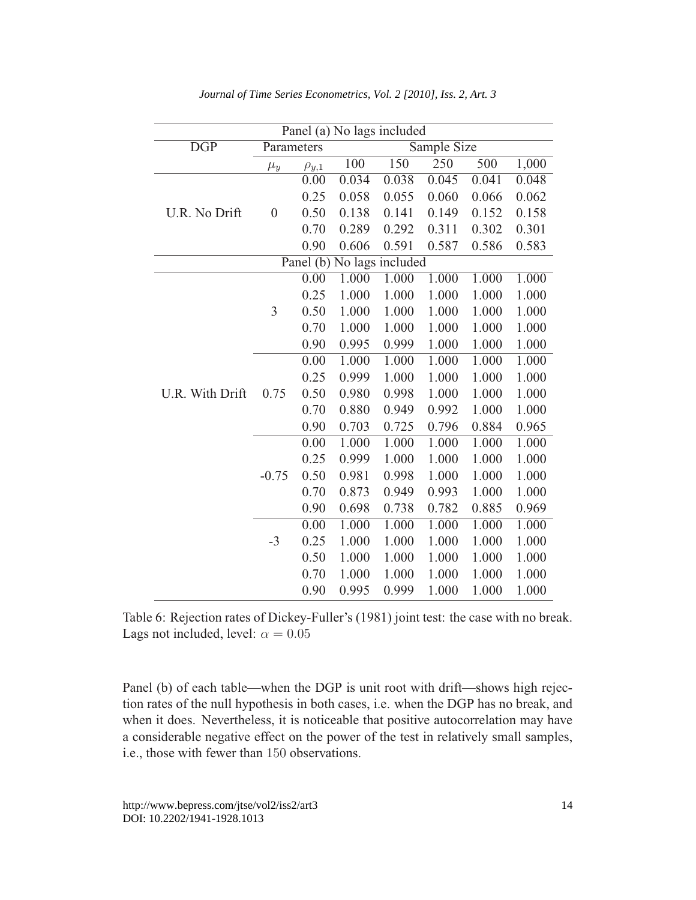| Panel (a) No lags included | | | | | | | |
|---|---|---|---|---|---|---|---|
| DGP | Parameters | | Sample Size | | | | |
| | $\mu_y$ | $\rho_{y,1}$ | 100 | 150 | 250 | 500 | 1,000 |
| U.R. No Drift | 0 | 0.00 | 0.034 | 0.038 | 0.045 | 0.041 | 0.048 |
| | | 0.25 | 0.058 | 0.055 | 0.060 | 0.066 | 0.062 |
| | | 0.50 | 0.138 | 0.141 | 0.149 | 0.152 | 0.158 |
| | | 0.70 | 0.289 | 0.292 | 0.311 | 0.302 | 0.301 |
| | | 0.90 | 0.606 | 0.591 | 0.587 | 0.586 | 0.583 |
| Panel (b) No lags included | | | | | | | |
| U.R. With Drift | 3 | 0.00 | 1.000 | 1.000 | 1.000 | 1.000 | 1.000 |
| | | 0.25 | 1.000 | 1.000 | 1.000 | 1.000 | 1.000 |
| | | 0.50 | 1.000 | 1.000 | 1.000 | 1.000 | 1.000 |
| | | 0.70 | 1.000 | 1.000 | 1.000 | 1.000 | 1.000 |
| | | 0.90 | 0.995 | 0.999 | 1.000 | 1.000 | 1.000 |
| | 0.75 | 0.00 | 1.000 | 1.000 | 1.000 | 1.000 | 1.000 |
| | | 0.25 | 0.999 | 1.000 | 1.000 | 1.000 | 1.000 |
| | | 0.50 | 0.980 | 0.998 | 1.000 | 1.000 | 1.000 |
| | | 0.70 | 0.880 | 0.949 | 0.992 | 1.000 | 1.000 |
| | | 0.90 | 0.703 | 0.725 | 0.796 | 0.884 | 0.965 |
| | -0.75 | 0.00 | 1.000 | 1.000 | 1.000 | 1.000 | 1.000 |
| | | 0.25 | 0.999 | 1.000 | 1.000 | 1.000 | 1.000 |
| | | 0.50 | 0.981 | 0.998 | 1.000 | 1.000 | 1.000 |
| | | 0.70 | 0.873 | 0.949 | 0.993 | 1.000 | 1.000 |
| | | 0.90 | 0.698 | 0.738 | 0.782 | 0.885 | 0.969 |
| | -3 | 0.00 | 1.000 | 1.000 | 1.000 | 1.000 | 1.000 |
| | | 0.25 | 1.000 | 1.000 | 1.000 | 1.000 | 1.000 |
| | | 0.50 | 1.000 | 1.000 | 1.000 | 1.000 | 1.000 |
| | | 0.70 | 1.000 | 1.000 | 1.000 | 1.000 | 1.000 |
| | | 0.90 | 0.995 | 0.999 | 1.000 | 1.000 | 1.000 |

Table 6: Rejection rates of Dickey-Fuller's (1981) joint test: the case with no break. Lags not included, level: $\alpha = 0.05$

Panel (b) of each table—when the DGP is unit root with drift—shows high rejection rates of the null hypothesis in both cases, i.e. when the DGP has no break, and when it does. Nevertheless, it is noticeable that positive autocorrelation may have a considerable negative effect on the power of the test in relatively small samples, i.e., those with fewer than 150 observations.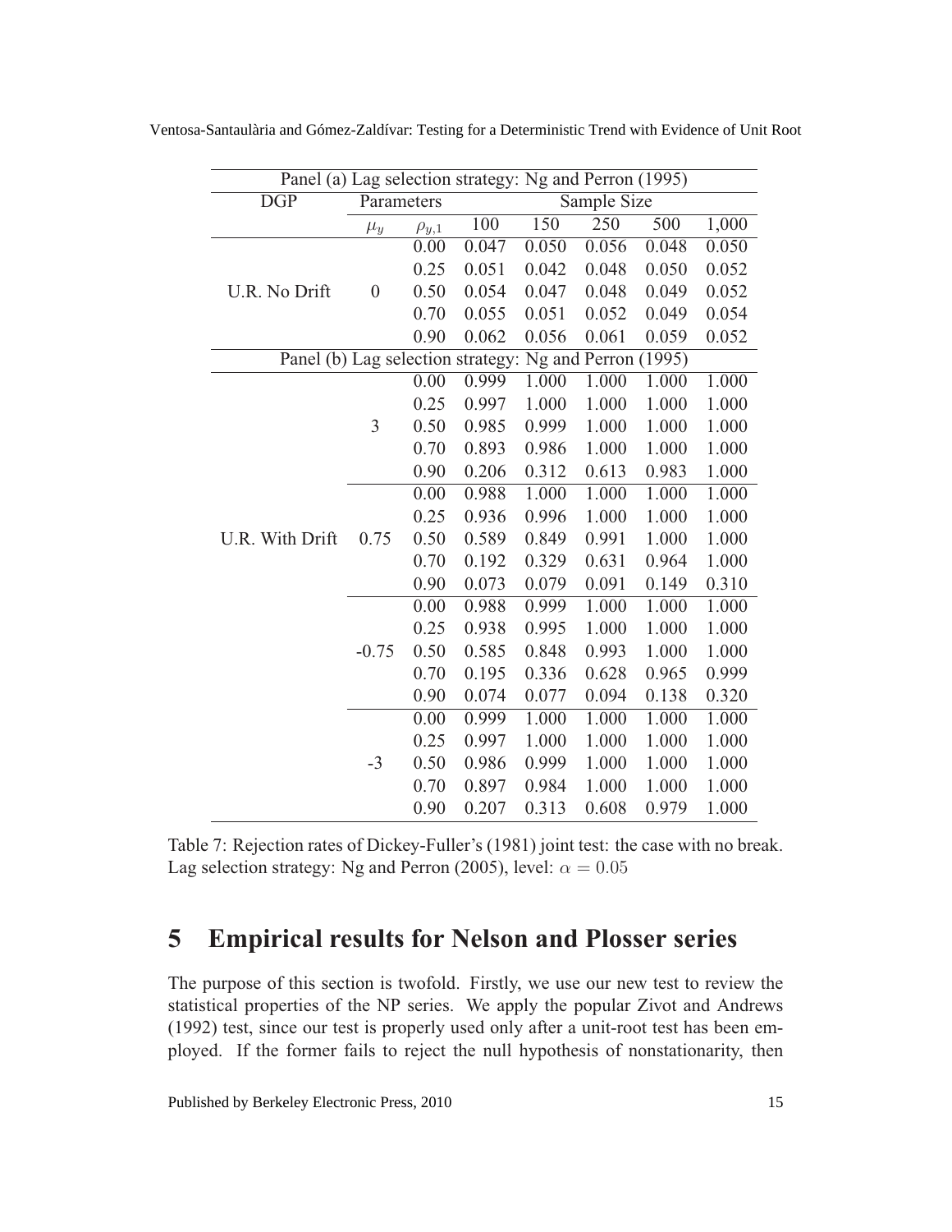| Panel (a) Lag selection strategy: Ng and Perron (1995) | | | | | | | |
|---|---|---|---|---|---|---|---|
| DGP | Parameters | | Sample Size | | | | |
| | $\mu_y$ | $\rho_{y,1}$ | 100 | 150 | 250 | 500 | 1,000 |
| U.R. No Drift | 0 | 0.00 | 0.047 | 0.050 | 0.056 | 0.048 | 0.050 |
| | | 0.25 | 0.051 | 0.042 | 0.048 | 0.050 | 0.052 |
| | | 0.50 | 0.054 | 0.047 | 0.048 | 0.049 | 0.052 |
| | | 0.70 | 0.055 | 0.051 | 0.052 | 0.049 | 0.054 |
| | | 0.90 | 0.062 | 0.056 | 0.061 | 0.059 | 0.052 |
| Panel (b) Lag selection strategy: Ng and Perron (1995) | | | | | | | |
| U.R. With Drift | 3 | 0.00 | 0.999 | 1.000 | 1.000 | 1.000 | 1.000 |
| | | 0.25 | 0.997 | 1.000 | 1.000 | 1.000 | 1.000 |
| | | 0.50 | 0.985 | 0.999 | 1.000 | 1.000 | 1.000 |
| | | 0.70 | 0.893 | 0.986 | 1.000 | 1.000 | 1.000 |
| | | 0.90 | 0.206 | 0.312 | 0.613 | 0.983 | 1.000 |
| | 0.75 | 0.00 | 0.988 | 1.000 | 1.000 | 1.000 | 1.000 |
| | | 0.25 | 0.936 | 0.996 | 1.000 | 1.000 | 1.000 |
| | | 0.50 | 0.589 | 0.849 | 0.991 | 1.000 | 1.000 |
| | | 0.70 | 0.192 | 0.329 | 0.631 | 0.964 | 1.000 |
| | | 0.90 | 0.073 | 0.079 | 0.091 | 0.149 | 0.310 |
| | -0.75 | 0.00 | 0.988 | 0.999 | 1.000 | 1.000 | 1.000 |
| | | 0.25 | 0.938 | 0.995 | 1.000 | 1.000 | 1.000 |
| | | 0.50 | 0.585 | 0.848 | 0.993 | 1.000 | 1.000 |
| | | 0.70 | 0.195 | 0.336 | 0.628 | 0.965 | 0.999 |
| | | 0.90 | 0.074 | 0.077 | 0.094 | 0.138 | 0.320 |
| | -3 | 0.00 | 0.999 | 1.000 | 1.000 | 1.000 | 1.000 |
| | | 0.25 | 0.997 | 1.000 | 1.000 | 1.000 | 1.000 |
| | | 0.50 | 0.986 | 0.999 | 1.000 | 1.000 | 1.000 |
| | | 0.70 | 0.897 | 0.984 | 1.000 | 1.000 | 1.000 |
| | | 0.90 | 0.207 | 0.313 | 0.608 | 0.979 | 1.000 |

Table 7: Rejection rates of Dickey-Fuller's (1981) joint test: the case with no break. Lag selection strategy: Ng and Perron (2005), level: $\alpha = 0.05$

## 5 Empirical results for Nelson and Plosser series

The purpose of this section is twofold. Firstly, we use our new test to review the statistical properties of the NP series. We apply the popular Zivot and Andrews (1992) test, since our test is properly used only after a unit-root test has been employed. If the former fails to reject the null hypothesis of nonstationarity, then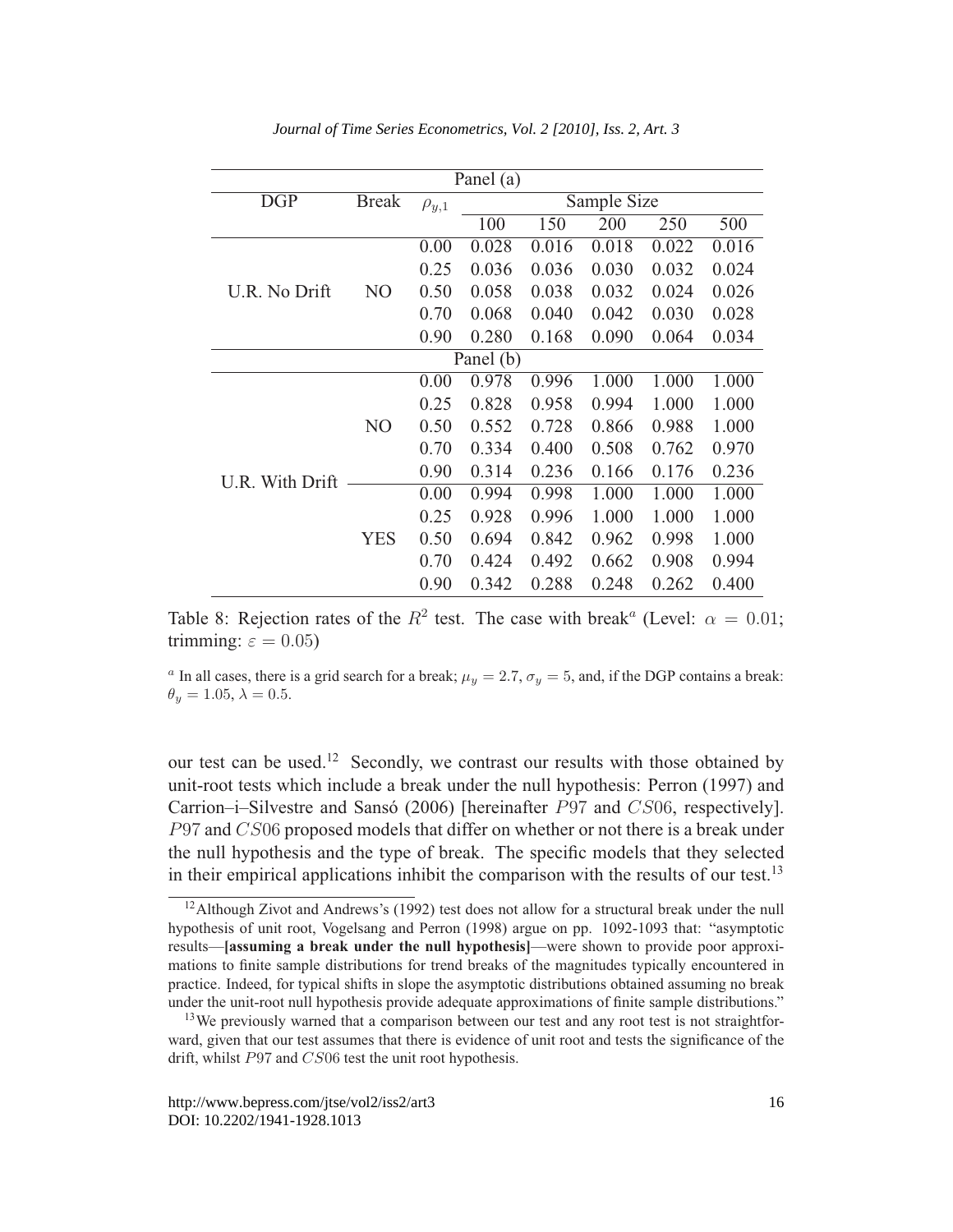| Panel (a) | | | | | | | |
|---|---|---|---|---|---|---|---|
| DGP | Break | $\rho_{y,1}$ | Sample Size | | | | |
| | | | 100 | 150 | 200 | 250 | 500 |
| U.R. No Drift | NO | 0.00 | 0.028 | 0.016 | 0.018 | 0.022 | 0.016 |
| | | 0.25 | 0.036 | 0.036 | 0.030 | 0.032 | 0.024 |
| | | 0.50 | 0.058 | 0.038 | 0.032 | 0.024 | 0.026 |
| | | 0.70 | 0.068 | 0.040 | 0.042 | 0.030 | 0.028 |
| | | 0.90 | 0.280 | 0.168 | 0.090 | 0.064 | 0.034 |
| Panel (b) | | | | | | | |
| U.R. With Drift | NO | 0.00 | 0.978 | 0.996 | 1.000 | 1.000 | 1.000 |
| | | 0.25 | 0.828 | 0.958 | 0.994 | 1.000 | 1.000 |
| | | 0.50 | 0.552 | 0.728 | 0.866 | 0.988 | 1.000 |
| | | 0.70 | 0.334 | 0.400 | 0.508 | 0.762 | 0.970 |
| | | 0.90 | 0.314 | 0.236 | 0.166 | 0.176 | 0.236 |
| | YES | 0.00 | 0.994 | 0.998 | 1.000 | 1.000 | 1.000 |
| | | 0.25 | 0.928 | 0.996 | 1.000 | 1.000 | 1.000 |
| | | 0.50 | 0.694 | 0.842 | 0.962 | 0.998 | 1.000 |
| | | 0.70 | 0.424 | 0.492 | 0.662 | 0.908 | 0.994 |
| | | 0.90 | 0.342 | 0.288 | 0.248 | 0.262 | 0.400 |

Table 8: Rejection rates of the $R^2$ test. The case with break[a] (Level: $\alpha = 0.01$; trimming: $\varepsilon = 0.05$)

[a] In all cases, there is a grid search for a break; $\mu_y = 2.7$, $\sigma_y = 5$, and, if the DGP contains a break: $\theta_y = 1.05$, $\lambda = 0.5$.

our test can be used.[12] Secondly, we contrast our results with those obtained by unit-root tests which include a break under the null hypothesis: Perron (1997) and Carrion–i–Silvestre and Sansó (2006) [hereinafter $P97$ and $CS06$, respectively]. $P97$ and $CS06$ proposed models that differ on whether or not there is a break under the null hypothesis and the type of break. The specific models that they selected in their empirical applications inhibit the comparison with the results of our test.[13]

[12] Although Zivot and Andrews's (1992) test does not allow for a structural break under the null hypothesis of unit root, Vogelsang and Perron (1998) argue on pp. 1092-1093 that: "asymptotic results—**[assuming a break under the null hypothesis]**—were shown to provide poor approximations to finite sample distributions for trend breaks of the magnitudes typically encountered in practice. Indeed, for typical shifts in slope the asymptotic distributions obtained assuming no break under the unit-root null hypothesis provide adequate approximations of finite sample distributions."

[13] We previously warned that a comparison between our test and any root test is not straightforward, given that our test assumes that there is evidence of unit root and tests the significance of the drift, whilst $P97$ and $CS06$ test the unit root hypothesis.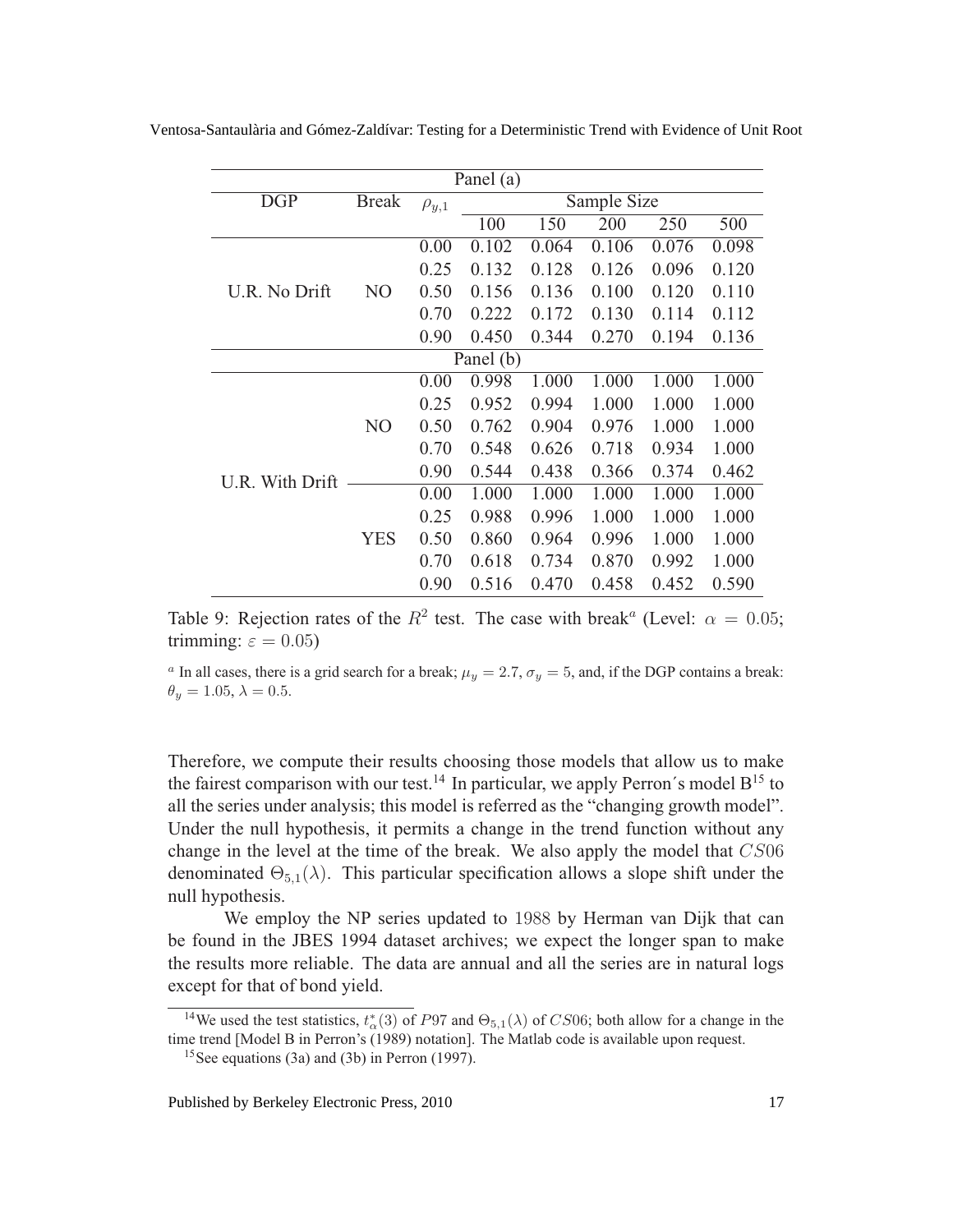| Panel (a) | | | | | | | |
|---|---|---|---|---|---|---|---|
| DGP | Break | $\rho_{y,1}$ | Sample Size | | | | |
| | | | 100 | 150 | 200 | 250 | 500 |
| U.R. No Drift | NO | 0.00 | 0.102 | 0.064 | 0.106 | 0.076 | 0.098 |
| | | 0.25 | 0.132 | 0.128 | 0.126 | 0.096 | 0.120 |
| | | 0.50 | 0.156 | 0.136 | 0.100 | 0.120 | 0.110 |
| | | 0.70 | 0.222 | 0.172 | 0.130 | 0.114 | 0.112 |
| | | 0.90 | 0.450 | 0.344 | 0.270 | 0.194 | 0.136 |
| Panel (b) | | | | | | | |
| U.R. With Drift | NO | 0.00 | 0.998 | 1.000 | 1.000 | 1.000 | 1.000 |
| | | 0.25 | 0.952 | 0.994 | 1.000 | 1.000 | 1.000 |
| | | 0.50 | 0.762 | 0.904 | 0.976 | 1.000 | 1.000 |
| | | 0.70 | 0.548 | 0.626 | 0.718 | 0.934 | 1.000 |
| | | 0.90 | 0.544 | 0.438 | 0.366 | 0.374 | 0.462 |
| | YES | 0.00 | 1.000 | 1.000 | 1.000 | 1.000 | 1.000 |
| | | 0.25 | 0.988 | 0.996 | 1.000 | 1.000 | 1.000 |
| | | 0.50 | 0.860 | 0.964 | 0.996 | 1.000 | 1.000 |
| | | 0.70 | 0.618 | 0.734 | 0.870 | 0.992 | 1.000 |
| | | 0.90 | 0.516 | 0.470 | 0.458 | 0.452 | 0.590 |

Table 9: Rejection rates of the $R^2$ test. The case with break[a] (Level: $\alpha = 0.05$; trimming: $\varepsilon = 0.05$)

[a] In all cases, there is a grid search for a break; $\mu_y = 2.7$, $\sigma_y = 5$, and, if the DGP contains a break: $\theta_y = 1.05$, $\lambda = 0.5$.

Therefore, we compute their results choosing those models that allow us to make the fairest comparison with our test.[14] In particular, we apply Perron´s model B[15] to all the series under analysis; this model is referred as the "changing growth model". Under the null hypothesis, it permits a change in the trend function without any change in the level at the time of the break. We also apply the model that $CS06$ denominated $\Theta_{5,1}(\lambda)$. This particular specification allows a slope shift under the null hypothesis.

We employ the NP series updated to 1988 by Herman van Dijk that can be found in the JBES 1994 dataset archives; we expect the longer span to make the results more reliable. The data are annual and all the series are in natural logs except for that of bond yield.

[14] We used the test statistics, $t^*_{\alpha}(3)$ of $P97$ and $\Theta_{5,1}(\lambda)$ of $CS06$; both allow for a change in the time trend [Model B in Perron's (1989) notation]. The Matlab code is available upon request.

[15] See equations (3a) and (3b) in Perron (1997).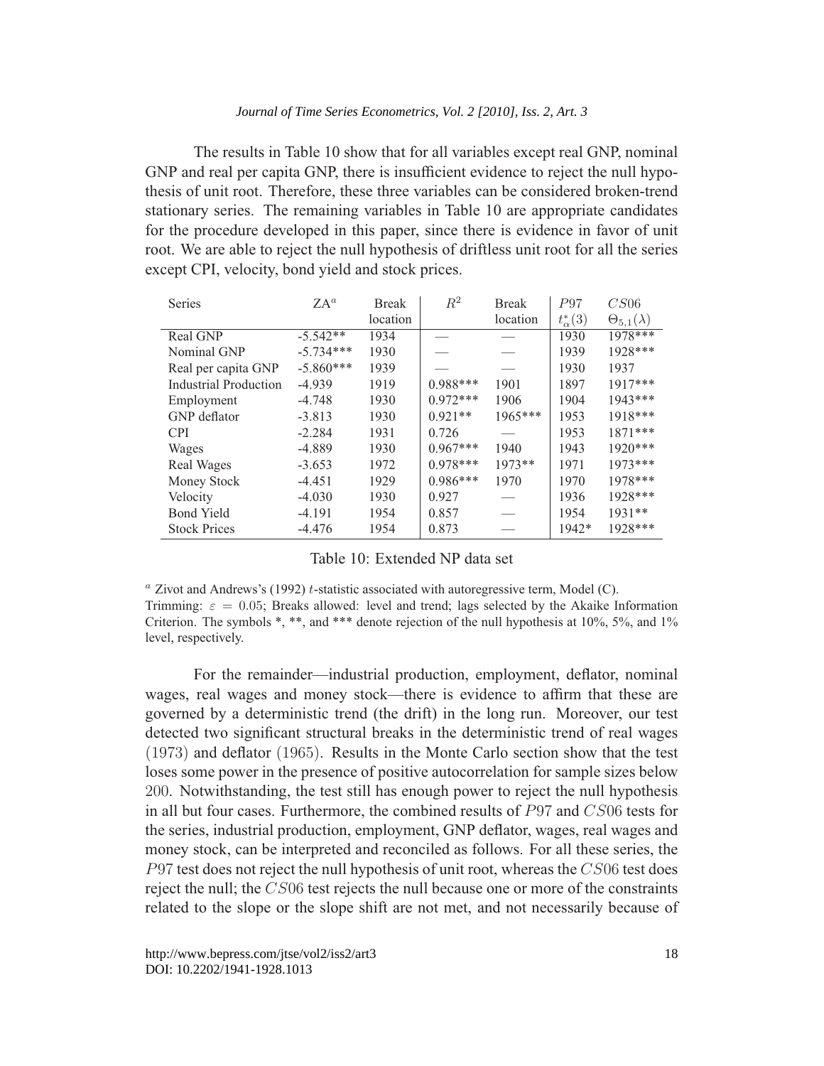The results in Table 10 show that for all variables except real GNP, nominal GNP and real per capita GNP, there is insufficient evidence to reject the null hypothesis of unit root. Therefore, these three variables can be considered broken-trend stationary series. The remaining variables in Table 10 are appropriate candidates for the procedure developed in this paper, since there is evidence in favor of unit root. We are able to reject the null hypothesis of driftless unit root for all the series except CPI, velocity, bond yield and stock prices.

| Series | ZA[a] | Break location | $R^2$ | Break location | $P97$ $t^*_\alpha(3)$ | $CS06$ $\Theta_{5,1}(\lambda)$ |
|---|---|---|---|---|---|---|
| Real GNP | -5.542** | 1934 | — | — | 1930 | 1978*** |
| Nominal GNP | -5.734*** | 1930 | — | — | 1939 | 1928*** |
| Real per capita GNP | -5.860*** | 1939 | — | — | 1930 | 1937 |
| Industrial Production | -4.939 | 1919 | 0.988*** | 1901 | 1897 | 1917*** |
| Employment | -4.748 | 1930 | 0.972*** | 1906 | 1904 | 1943*** |
| GNP deflator | -3.813 | 1930 | 0.921** | 1965*** | 1953 | 1918*** |
| CPI | -2.284 | 1931 | 0.726 | — | 1953 | 1871*** |
| Wages | -4.889 | 1930 | 0.967*** | 1940 | 1943 | 1920*** |
| Real Wages | -3.653 | 1972 | 0.978*** | 1973** | 1971 | 1973*** |
| Money Stock | -4.451 | 1929 | 0.986*** | 1970 | 1970 | 1978*** |
| Velocity | -4.030 | 1930 | 0.927 | — | 1936 | 1928*** |
| Bond Yield | -4.191 | 1954 | 0.857 | — | 1954 | 1931** |
| Stock Prices | -4.476 | 1954 | 0.873 | — | 1942* | 1928*** |

Table 10: Extended NP data set

[a] Zivot and Andrews's (1992) $t$-statistic associated with autoregressive term, Model (C).
Trimming: $\varepsilon = 0.05$; Breaks allowed: level and trend; lags selected by the Akaike Information Criterion. The symbols *, **, and *** denote rejection of the null hypothesis at 10%, 5%, and 1% level, respectively.

For the remainder—industrial production, employment, deflator, nominal wages, real wages and money stock—there is evidence to affirm that these are governed by a deterministic trend (the drift) in the long run. Moreover, our test detected two significant structural breaks in the deterministic trend of real wages $(1973)$ and deflator $(1965)$. Results in the Monte Carlo section show that the test loses some power in the presence of positive autocorrelation for sample sizes below $200$. Notwithstanding, the test still has enough power to reject the null hypothesis in all but four cases. Furthermore, the combined results of $P97$ and $CS06$ tests for the series, industrial production, employment, GNP deflator, wages, real wages and money stock, can be interpreted and reconciled as follows. For all these series, the $P97$ test does not reject the null hypothesis of unit root, whereas the $CS06$ test does reject the null; the $CS06$ test rejects the null because one or more of the constraints related to the slope or the slope shift are not met, and not necessarily because of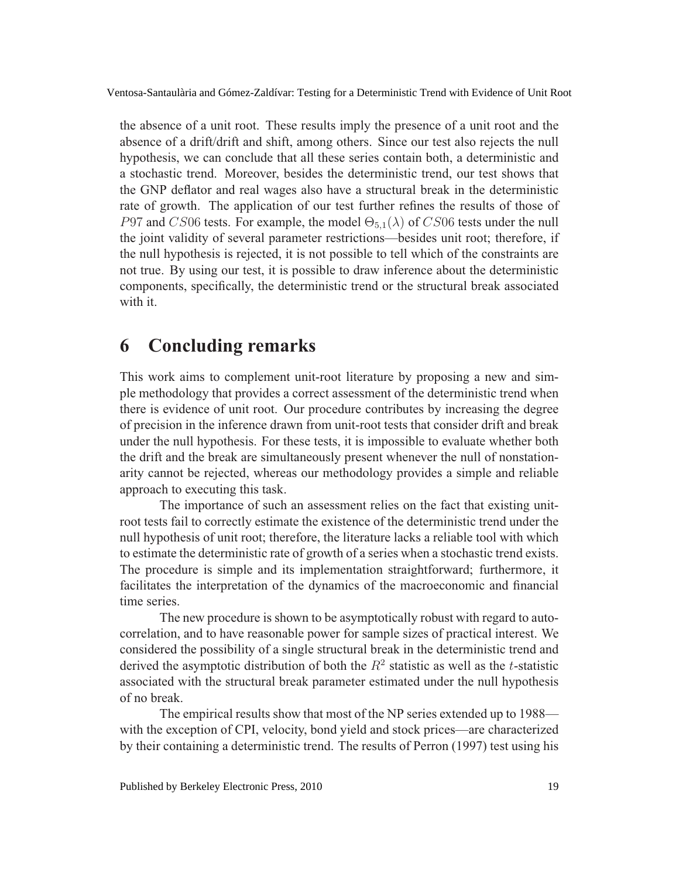the absence of a unit root. These results imply the presence of a unit root and the absence of a drift/drift and shift, among others. Since our test also rejects the null hypothesis, we can conclude that all these series contain both, a deterministic and a stochastic trend. Moreover, besides the deterministic trend, our test shows that the GNP deflator and real wages also have a structural break in the deterministic rate of growth. The application of our test further refines the results of those of $P97$ and $CS06$ tests. For example, the model $\Theta_{5,1}(\lambda)$ of $CS06$ tests under the null the joint validity of several parameter restrictions—besides unit root; therefore, if the null hypothesis is rejected, it is not possible to tell which of the constraints are not true. By using our test, it is possible to draw inference about the deterministic components, specifically, the deterministic trend or the structural break associated with it.

# 6 Concluding remarks

This work aims to complement unit-root literature by proposing a new and simple methodology that provides a correct assessment of the deterministic trend when there is evidence of unit root. Our procedure contributes by increasing the degree of precision in the inference drawn from unit-root tests that consider drift and break under the null hypothesis. For these tests, it is impossible to evaluate whether both the drift and the break are simultaneously present whenever the null of nonstationarity cannot be rejected, whereas our methodology provides a simple and reliable approach to executing this task.

The importance of such an assessment relies on the fact that existing unit-root tests fail to correctly estimate the existence of the deterministic trend under the null hypothesis of unit root; therefore, the literature lacks a reliable tool with which to estimate the deterministic rate of growth of a series when a stochastic trend exists. The procedure is simple and its implementation straightforward; furthermore, it facilitates the interpretation of the dynamics of the macroeconomic and financial time series.

The new procedure is shown to be asymptotically robust with regard to autocorrelation, and to have reasonable power for sample sizes of practical interest. We considered the possibility of a single structural break in the deterministic trend and derived the asymptotic distribution of both the $R^2$ statistic as well as the $t$-statistic associated with the structural break parameter estimated under the null hypothesis of no break.

The empirical results show that most of the NP series extended up to 1988—with the exception of CPI, velocity, bond yield and stock prices—are characterized by their containing a deterministic trend. The results of Perron (1997) test using his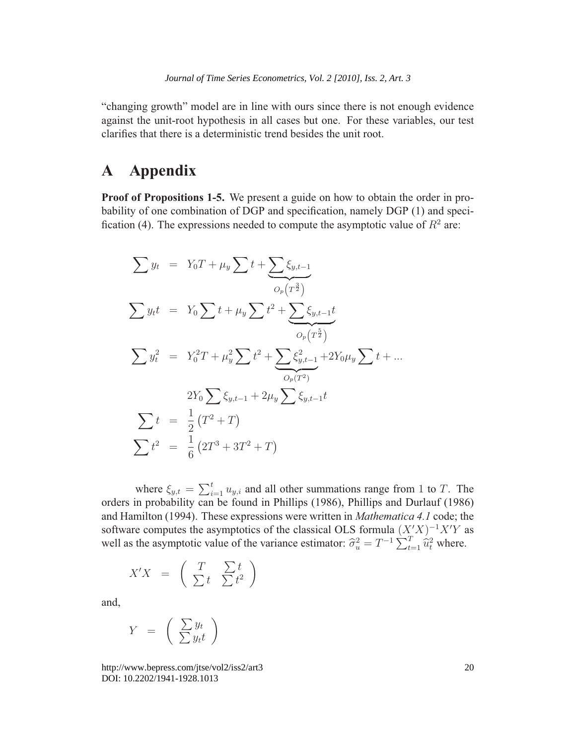"changing growth" model are in line with ours since there is not enough evidence against the unit-root hypothesis in all cases but one. For these variables, our test clarifies that there is a deterministic trend besides the unit root.

# A Appendix

**Proof of Propositions 1-5.** We present a guide on how to obtain the order in probability of one combination of DGP and specification, namely DGP (1) and specification (4). The expressions needed to compute the asymptotic value of $R^2$ are:

$$
\begin{aligned}
\sum y_t &= Y_0 T + \mu_y \sum t + \underbrace{\sum \xi_{y,t-1}}_{O_p\left(T^{\frac{3}{2}}\right)} \\
\sum y_t t &= Y_0 \sum t + \mu_y \sum t^2 + \underbrace{\sum \xi_{y,t-1} t}_{O_p\left(T^{\frac{5}{2}}\right)} \\
\sum y_t^2 &= Y_0^2 T + \mu_y^2 \sum t^2 + \underbrace{\sum \xi_{y,t-1}^2}_{O_p\left(T^2\right)} + 2Y_0 \mu_y \sum t + \ldots \\
& \quad 2Y_0 \sum \xi_{y,t-1} + 2\mu_y \sum \xi_{y,t-1} t \\
\sum t &= \frac{1}{2}\left(T^2 + T\right) \\
\sum t^2 &= \frac{1}{6}\left(2T^3 + 3T^2 + T\right)
\end{aligned}
$$

where $\xi_{y,t} = \sum_{i=1}^{t} u_{y,i}$ and all other summations range from 1 to $T$. The orders in probability can be found in Phillips (1986), Phillips and Durlauf (1986) and Hamilton (1994). These expressions were written in *Mathematica 4.1* code; the software computes the asymptotics of the classical OLS formula $(X'X)^{-1}X'Y$ as well as the asymptotic value of the variance estimator: $\widehat{\sigma}_u^2 = T^{-1}\sum_{t=1}^{T} \widehat{u}_t^2$ where.

$$
X'X = \begin{pmatrix} T & \sum t \\ \sum t & \sum t^2 \end{pmatrix}
$$

and,

$$
Y = \begin{pmatrix} \sum y_t \\ \sum y_t t \end{pmatrix}
$$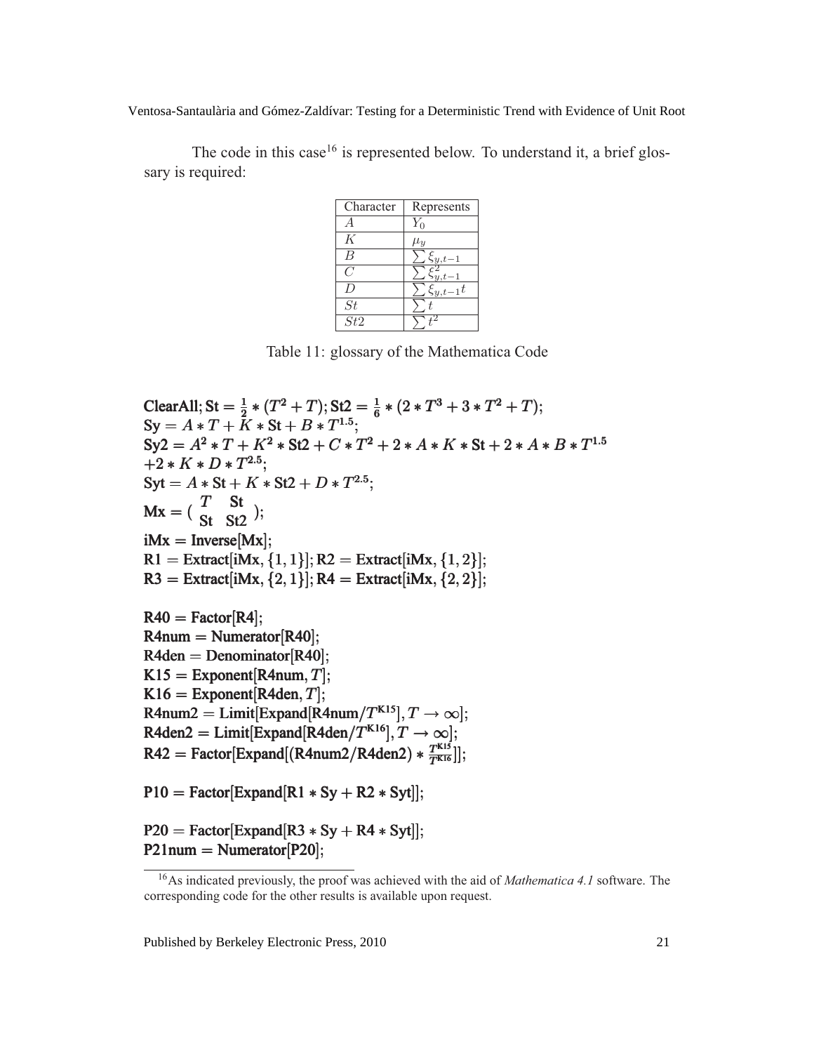The code in this case[16] is represented below. To understand it, a brief glossary is required:

| Character | Represents |
|---|---|
| $A$ | $Y_0$ |
| $K$ | $\mu_y$ |
| $B$ | $\sum \xi_{y,t-1}$ |
| $C$ | $\sum \xi^2_{y,t-1}$ |
| $D$ | $\sum \xi_{y,t-1}t$ |
| $St$ | $\sum t$ |
| $St2$ | $\sum t^2$ |

Table 11: glossary of the Mathematica Code

```
ClearAll; St = 1/2 * (T^2 + T); St2 = 1/6 * (2 * T^3 + 3 * T^2 + T);
Sy = A * T + K * St + B * T^1.5;
Sy2 = A^2 * T + K^2 * St2 + C * T^2 + 2 * A * K * St + 2 * A * B * T^1.5
+2 * K * D * T^2.5;
Syt = A * St + K * St2 + D * T^2.5;
Mx = ( T   St
       St  St2 );
iMx = Inverse[Mx];
R1 = Extract[iMx, {1, 1}]; R2 = Extract[iMx, {1, 2}];
R3 = Extract[iMx, {2, 1}]; R4 = Extract[iMx, {2, 2}];

R40 = Factor[R4];
R4num = Numerator[R40];
R4den = Denominator[R40];
K15 = Exponent[R4num, T];
K16 = Exponent[R4den, T];
R4num2 = Limit[Expand[R4num/T^K15], T → ∞];
R4den2 = Limit[Expand[R4den/T^K16], T → ∞];
R42 = Factor[Expand[(R4num2/R4den2) * T^K15/T^K16]];

P10 = Factor[Expand[R1 * Sy + R2 * Syt]];

P20 = Factor[Expand[R3 * Sy + R4 * Syt]];
P21num = Numerator[P20];
```

[16] As indicated previously, the proof was achieved with the aid of *Mathematica 4.1* software. The corresponding code for the other results is available upon request.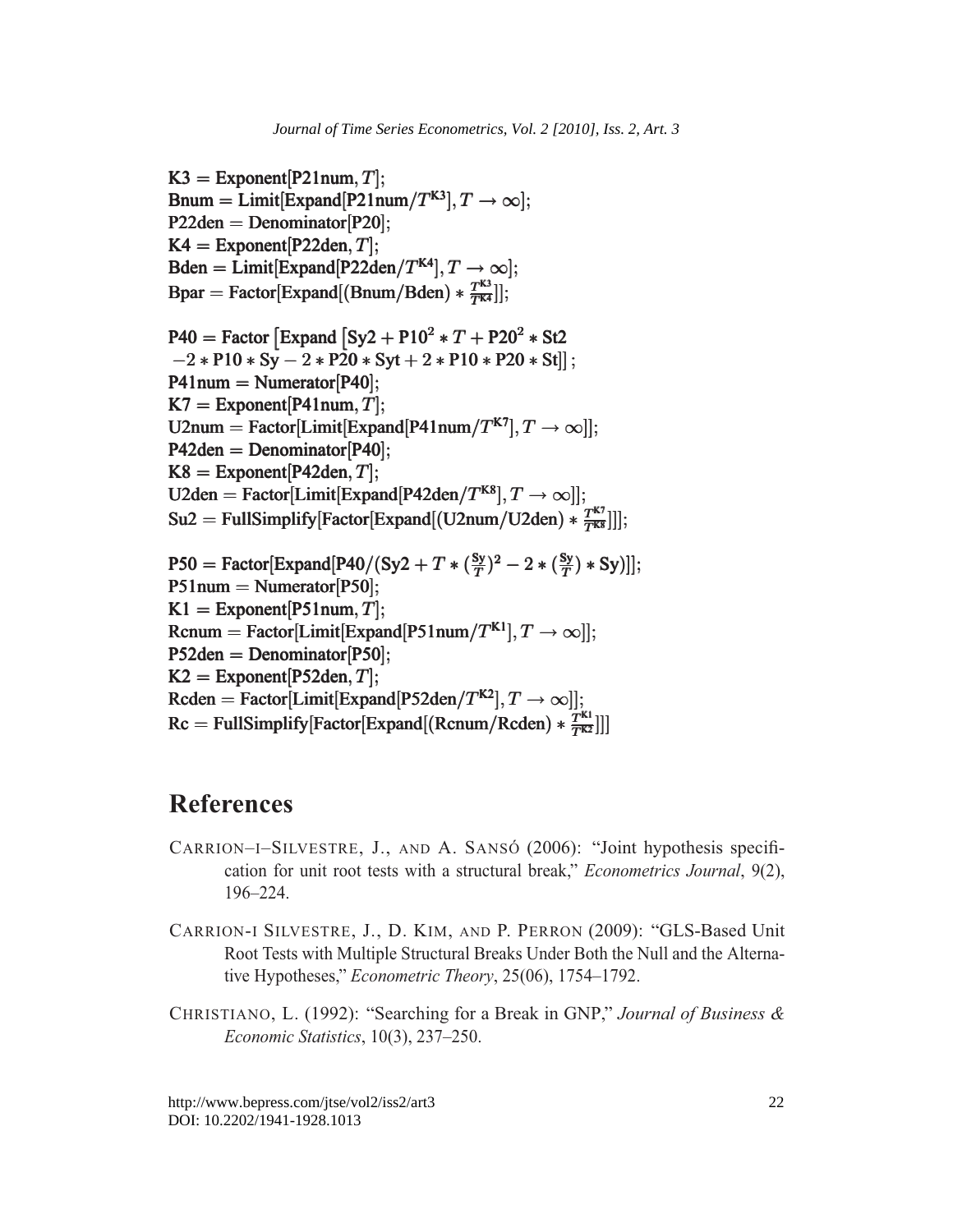```
K3 = Exponent[P21num, T];
Bnum = Limit[Expand[P21num/T^K3], T → ∞];
P22den = Denominator[P20];
K4 = Exponent[P22den, T];
Bden = Limit[Expand[P22den/T^K4], T → ∞];
Bpar = Factor[Expand[(Bnum/Bden) * T^K3/T^K4]];

P40 = Factor [Expand [Sy2 + P10^2 * T + P20^2 * St2
 −2 * P10 * Sy − 2 * P20 * Syt + 2 * P10 * P20 * St]] ;
P41num = Numerator[P40];
K7 = Exponent[P41num, T];
U2num = Factor[Limit[Expand[P41num/T^K7], T → ∞]];
P42den = Denominator[P40];
K8 = Exponent[P42den, T];
U2den = Factor[Limit[Expand[P42den/T^K8], T → ∞]];
Su2 = FullSimplify[Factor[Expand[(U2num/U2den) * T^K7/T^K8]]];

P50 = Factor[Expand[P40/(Sy2 + T * (Sy/T)^2 − 2 * (Sy/T) * Sy)]];
P51num = Numerator[P50];
K1 = Exponent[P51num, T];
Rcnum = Factor[Limit[Expand[P51num/T^K1], T → ∞]];
P52den = Denominator[P50];
K2 = Exponent[P52den, T];
Rcden = Factor[Limit[Expand[P52den/T^K2], T → ∞]];
Rc = FullSimplify[Factor[Expand[(Rcnum/Rcden) * T^K1/T^K2]]]
```

# References

Carrion–i–Silvestre, J., and A. Sansó (2006): "Joint hypothesis specification for unit root tests with a structural break," *Econometrics Journal*, 9(2), 196–224.

Carrion-i Silvestre, J., D. Kim, and P. Perron (2009): "GLS-Based Unit Root Tests with Multiple Structural Breaks Under Both the Null and the Alternative Hypotheses," *Econometric Theory*, 25(06), 1754–1792.

Christiano, L. (1992): "Searching for a Break in GNP," *Journal of Business & Economic Statistics*, 10(3), 237–250.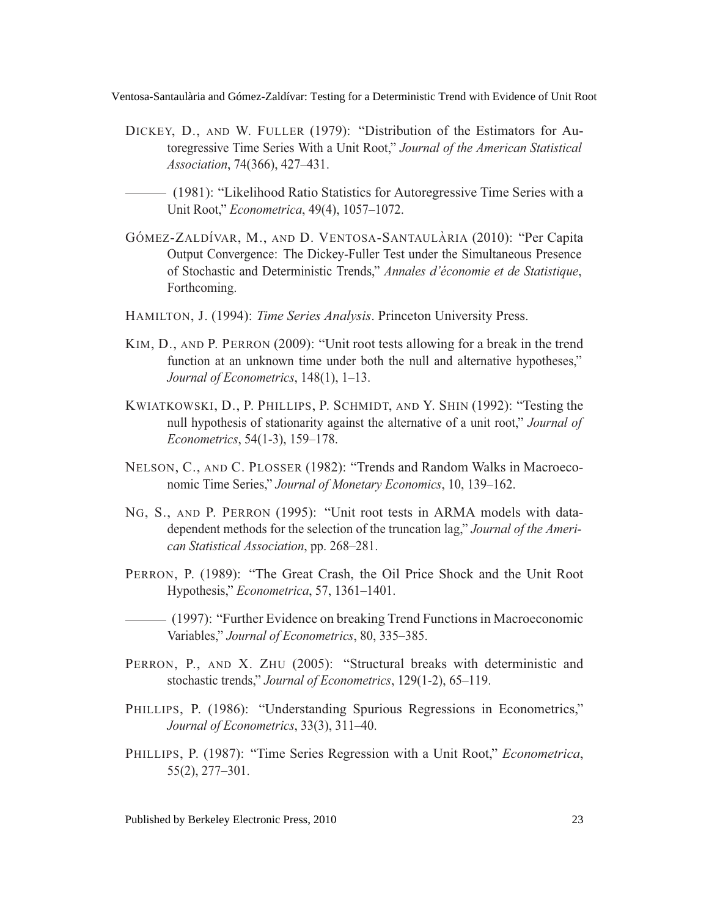Dickey, D., and W. Fuller (1979): "Distribution of the Estimators for Autoregressive Time Series With a Unit Root," *Journal of the American Statistical Association*, 74(366), 427–431.

——— (1981): "Likelihood Ratio Statistics for Autoregressive Time Series with a Unit Root," *Econometrica*, 49(4), 1057–1072.

Gómez-Zaldívar, M., and D. Ventosa-Santaulària (2010): "Per Capita Output Convergence: The Dickey-Fuller Test under the Simultaneous Presence of Stochastic and Deterministic Trends," *Annales d'économie et de Statistique*, Forthcoming.

Hamilton, J. (1994): *Time Series Analysis*. Princeton University Press.

Kim, D., and P. Perron (2009): "Unit root tests allowing for a break in the trend function at an unknown time under both the null and alternative hypotheses," *Journal of Econometrics*, 148(1), 1–13.

Kwiatkowski, D., P. Phillips, P. Schmidt, and Y. Shin (1992): "Testing the null hypothesis of stationarity against the alternative of a unit root," *Journal of Econometrics*, 54(1-3), 159–178.

Nelson, C., and C. Plosser (1982): "Trends and Random Walks in Macroeconomic Time Series," *Journal of Monetary Economics*, 10, 139–162.

Ng, S., and P. Perron (1995): "Unit root tests in ARMA models with data-dependent methods for the selection of the truncation lag," *Journal of the American Statistical Association*, pp. 268–281.

Perron, P. (1989): "The Great Crash, the Oil Price Shock and the Unit Root Hypothesis," *Econometrica*, 57, 1361–1401.

——— (1997): "Further Evidence on breaking Trend Functions in Macroeconomic Variables," *Journal of Econometrics*, 80, 335–385.

Perron, P., and X. Zhu (2005): "Structural breaks with deterministic and stochastic trends," *Journal of Econometrics*, 129(1-2), 65–119.

Phillips, P. (1986): "Understanding Spurious Regressions in Econometrics," *Journal of Econometrics*, 33(3), 311–40.

Phillips, P. (1987): "Time Series Regression with a Unit Root," *Econometrica*, 55(2), 277–301.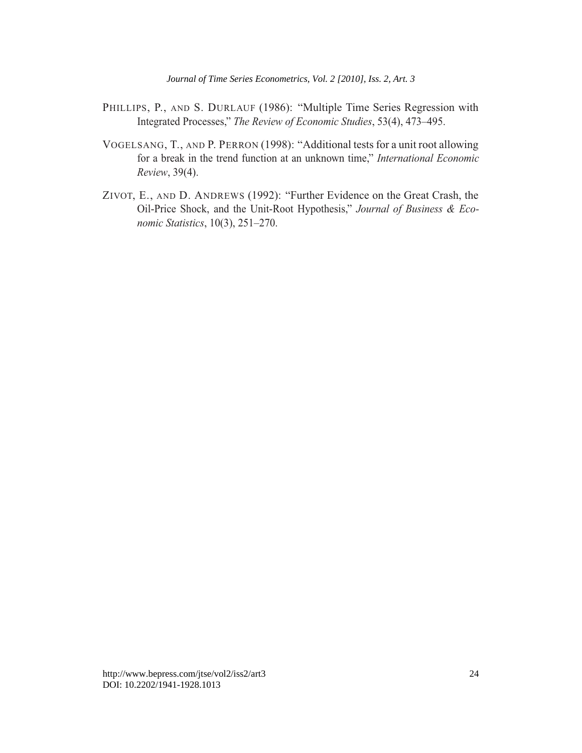PHILLIPS, P., AND S. DURLAUF (1986): "Multiple Time Series Regression with Integrated Processes," *The Review of Economic Studies*, 53(4), 473–495.

VOGELSANG, T., AND P. PERRON (1998): "Additional tests for a unit root allowing for a break in the trend function at an unknown time," *International Economic Review*, 39(4).

ZIVOT, E., AND D. ANDREWS (1992): "Further Evidence on the Great Crash, the Oil-Price Shock, and the Unit-Root Hypothesis," *Journal of Business & Economic Statistics*, 10(3), 251–270.